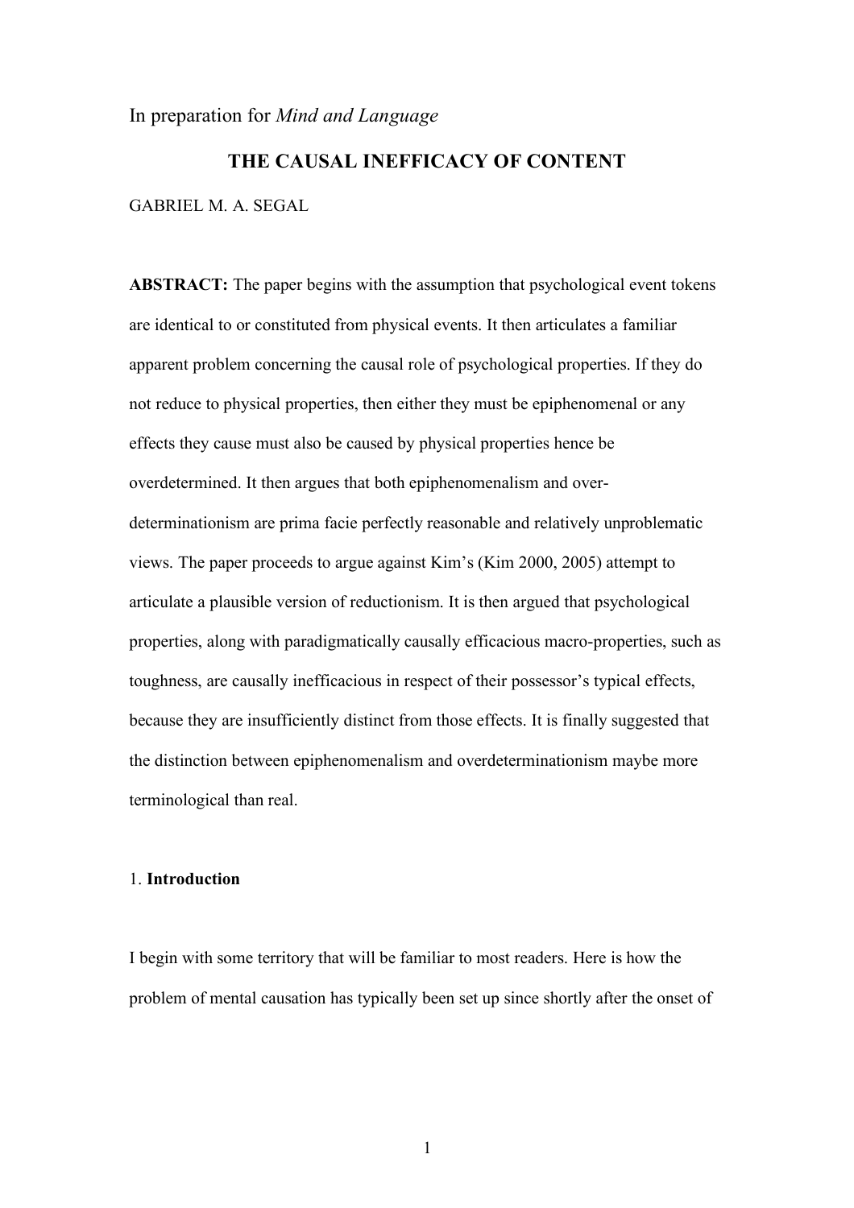In preparation for *Mind and Language*

# THE CAUSAL INEFFICACY OF CONTENT

GABRIEL M. A. SEGAL

**ABSTRACT:** The paper begins with the assumption that psychological event tokens are identical to or constituted from physical events. It then articulates a familiar apparent problem concerning the causal role of psychological properties. If they do not reduce to physical properties, then either they must be epiphenomenal or any effects they cause must also be caused by physical properties hence be overdetermined. It then argues that both epiphenomenalism and over-determinationism are prima facie perfectly reasonable and relatively unproblematic views. The paper proceeds to argue against Kim's (Kim 2000, 2005) attempt to articulate a plausible version of reductionism. It is then argued that psychological properties, along with paradigmatically causally efficacious macro-properties, such as toughness, are causally inefficacious in respect of their possessor's typical effects, because they are insufficiently distinct from those effects. It is finally suggested that the distinction between epiphenomenalism and overdeterminationism maybe more terminological than real.

## 1. **Introduction**

I begin with some territory that will be familiar to most readers. Here is how the problem of mental causation has typically been set up since shortly after the onset of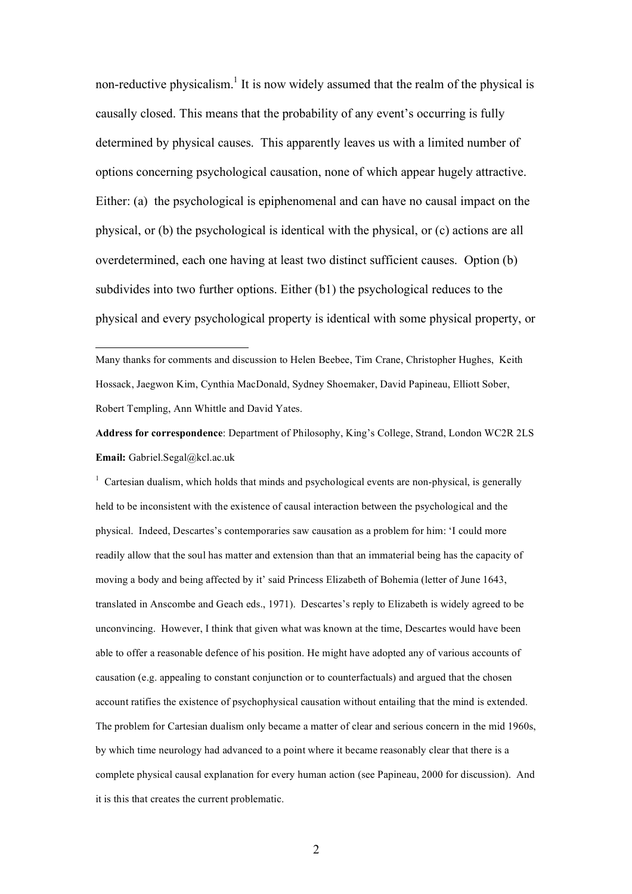non-reductive physicalism.[1] It is now widely assumed that the realm of the physical is causally closed. This means that the probability of any event's occurring is fully determined by physical causes. This apparently leaves us with a limited number of options concerning psychological causation, none of which appear hugely attractive. Either: (a) the psychological is epiphenomenal and can have no causal impact on the physical, or (b) the psychological is identical with the physical, or (c) actions are all overdetermined, each one having at least two distinct sufficient causes. Option (b) subdivides into two further options. Either (b1) the psychological reduces to the physical and every psychological property is identical with some physical property, or

---

Many thanks for comments and discussion to Helen Beebee, Tim Crane, Christopher Hughes, Keith Hossack, Jaegwon Kim, Cynthia MacDonald, Sydney Shoemaker, David Papineau, Elliott Sober, Robert Templing, Ann Whittle and David Yates.

**Address for correspondence**: Department of Philosophy, King's College, Strand, London WC2R 2LS

**Email:** Gabriel.Segal@kcl.ac.uk

[1] Cartesian dualism, which holds that minds and psychological events are non-physical, is generally held to be inconsistent with the existence of causal interaction between the psychological and the physical. Indeed, Descartes's contemporaries saw causation as a problem for him: 'I could more readily allow that the soul has matter and extension than that an immaterial being has the capacity of moving a body and being affected by it' said Princess Elizabeth of Bohemia (letter of June 1643, translated in Anscombe and Geach eds., 1971). Descartes's reply to Elizabeth is widely agreed to be unconvincing. However, I think that given what was known at the time, Descartes would have been able to offer a reasonable defence of his position. He might have adopted any of various accounts of causation (e.g. appealing to constant conjunction or to counterfactuals) and argued that the chosen account ratifies the existence of psychophysical causation without entailing that the mind is extended. The problem for Cartesian dualism only became a matter of clear and serious concern in the mid 1960s, by which time neurology had advanced to a point where it became reasonably clear that there is a complete physical causal explanation for every human action (see Papineau, 2000 for discussion). And it is this that creates the current problematic.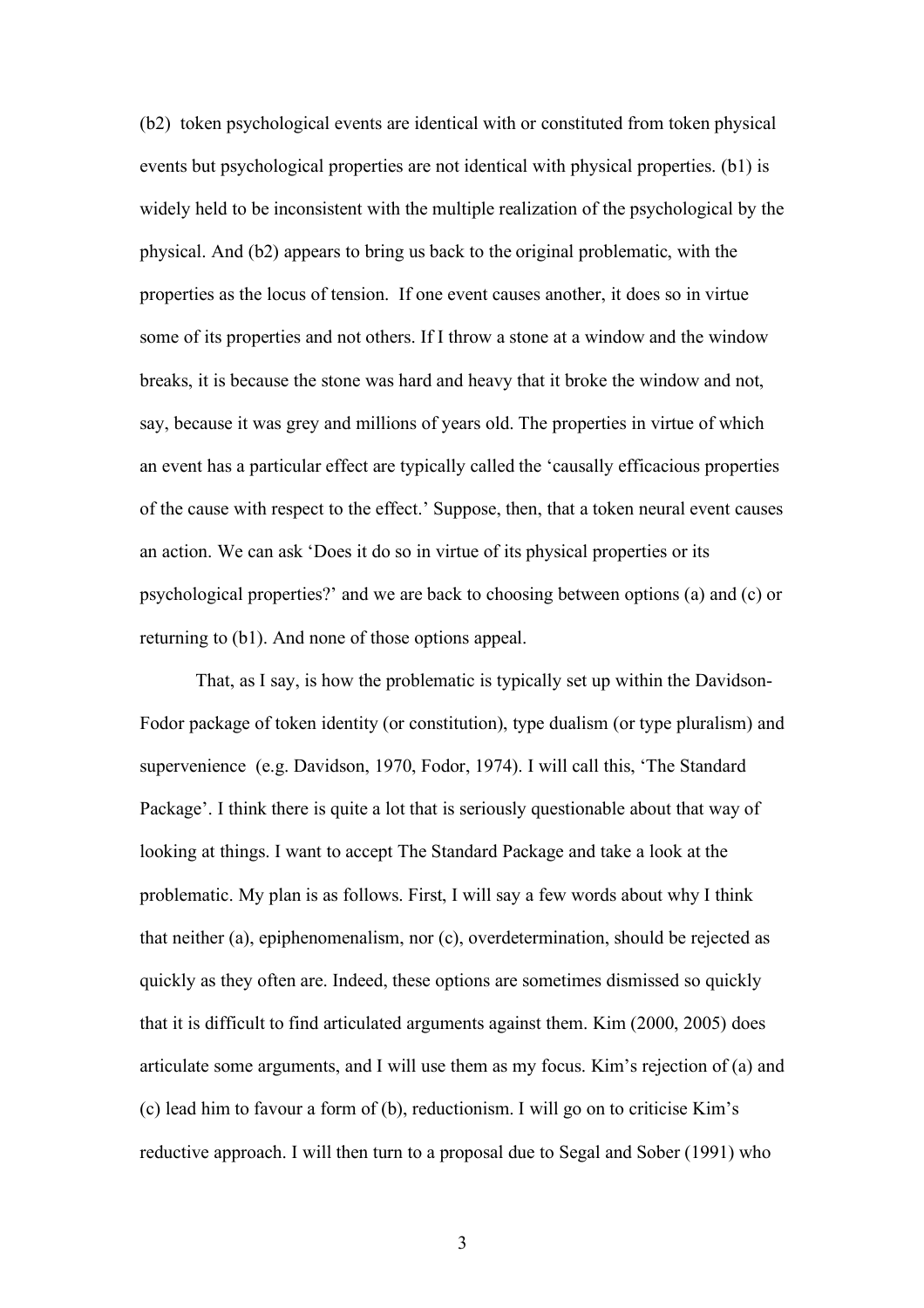(b2) token psychological events are identical with or constituted from token physical events but psychological properties are not identical with physical properties. (b1) is widely held to be inconsistent with the multiple realization of the psychological by the physical. And (b2) appears to bring us back to the original problematic, with the properties as the locus of tension. If one event causes another, it does so in virtue some of its properties and not others. If I throw a stone at a window and the window breaks, it is because the stone was hard and heavy that it broke the window and not, say, because it was grey and millions of years old. The properties in virtue of which an event has a particular effect are typically called the 'causally efficacious properties of the cause with respect to the effect.' Suppose, then, that a token neural event causes an action. We can ask 'Does it do so in virtue of its physical properties or its psychological properties?' and we are back to choosing between options (a) and (c) or returning to (b1). And none of those options appeal.

That, as I say, is how the problematic is typically set up within the Davidson-Fodor package of token identity (or constitution), type dualism (or type pluralism) and supervenience (e.g. Davidson, 1970, Fodor, 1974). I will call this, 'The Standard Package'. I think there is quite a lot that is seriously questionable about that way of looking at things. I want to accept The Standard Package and take a look at the problematic. My plan is as follows. First, I will say a few words about why I think that neither (a), epiphenomenalism, nor (c), overdetermination, should be rejected as quickly as they often are. Indeed, these options are sometimes dismissed so quickly that it is difficult to find articulated arguments against them. Kim (2000, 2005) does articulate some arguments, and I will use them as my focus. Kim's rejection of (a) and (c) lead him to favour a form of (b), reductionism. I will go on to criticise Kim's reductive approach. I will then turn to a proposal due to Segal and Sober (1991) who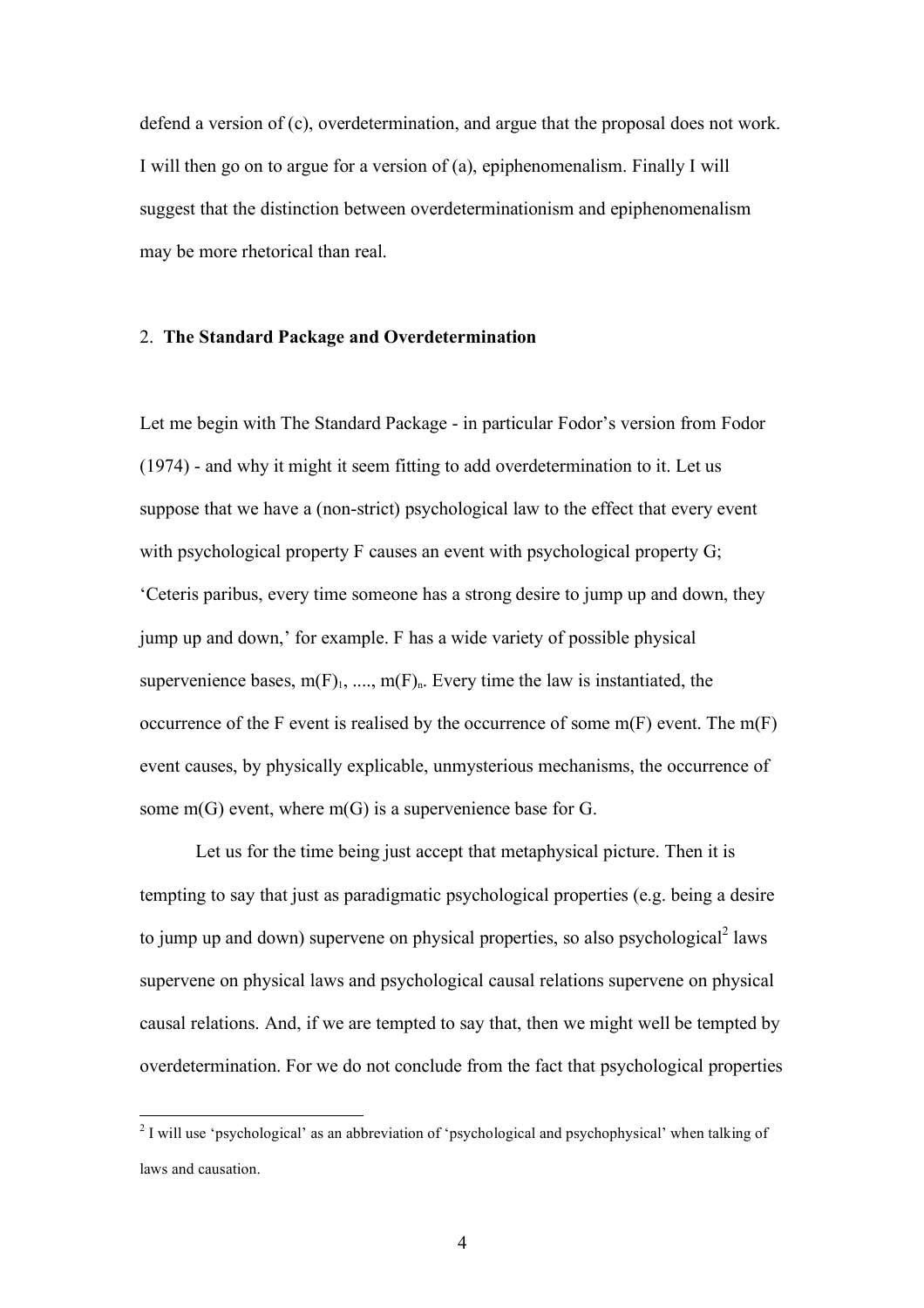defend a version of (c), overdetermination, and argue that the proposal does not work. I will then go on to argue for a version of (a), epiphenomenalism. Finally I will suggest that the distinction between overdeterminationism and epiphenomenalism may be more rhetorical than real.

## 2. **The Standard Package and Overdetermination**

Let me begin with The Standard Package - in particular Fodor's version from Fodor (1974) - and why it might it seem fitting to add overdetermination to it. Let us suppose that we have a (non-strict) psychological law to the effect that every event with psychological property F causes an event with psychological property G; 'Ceteris paribus, every time someone has a strong desire to jump up and down, they jump up and down,' for example. F has a wide variety of possible physical supervenience bases, $m(F)_1$, ...., $m(F)_n$. Every time the law is instantiated, the occurrence of the F event is realised by the occurrence of some m(F) event. The m(F) event causes, by physically explicable, unmysterious mechanisms, the occurrence of some m(G) event, where m(G) is a supervenience base for G.

Let us for the time being just accept that metaphysical picture. Then it is tempting to say that just as paradigmatic psychological properties (e.g. being a desire to jump up and down) supervene on physical properties, so also psychological[2] laws supervene on physical laws and psychological causal relations supervene on physical causal relations. And, if we are tempted to say that, then we might well be tempted by overdetermination. For we do not conclude from the fact that psychological properties

[2] I will use 'psychological' as an abbreviation of 'psychological and psychophysical' when talking of laws and causation.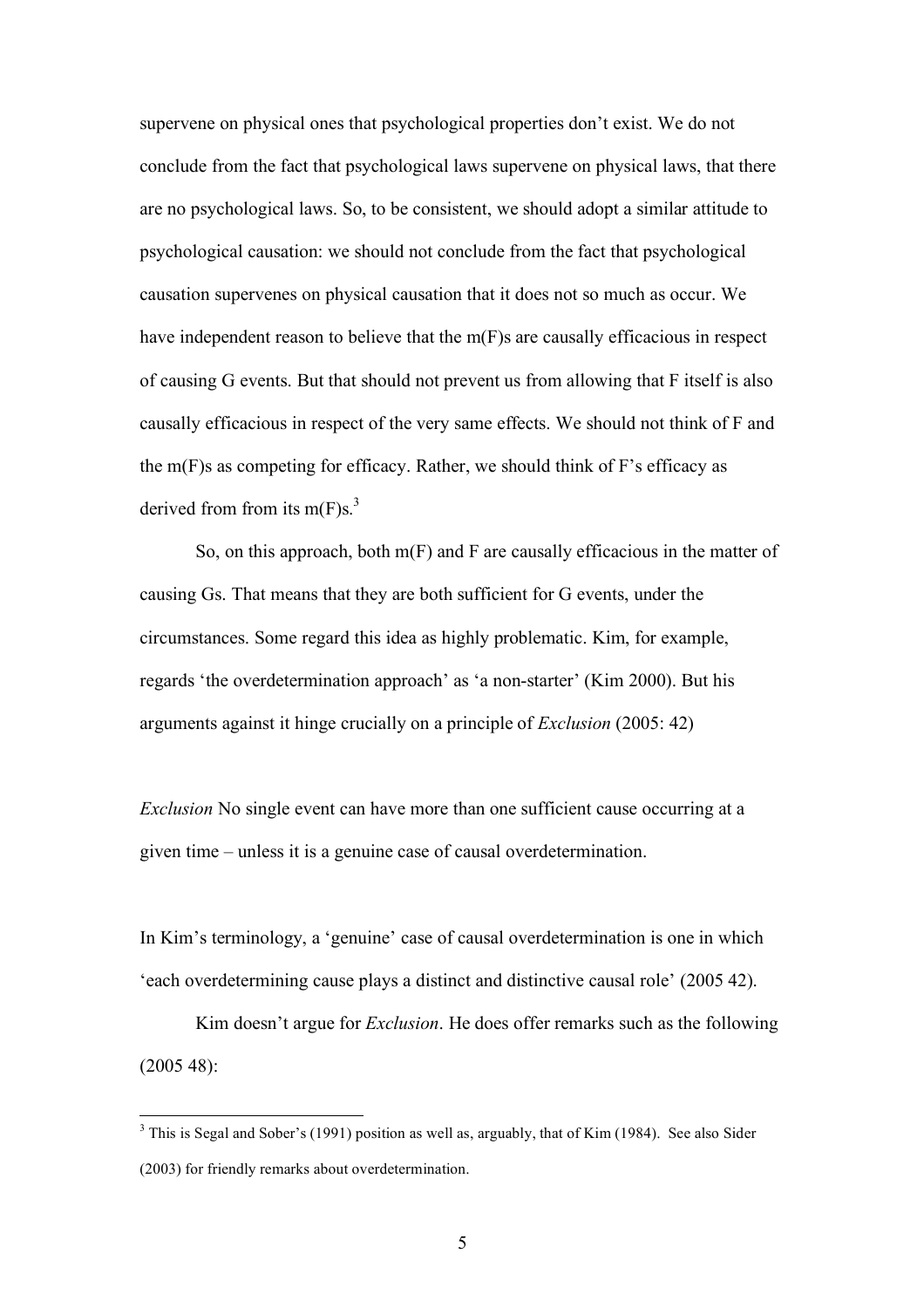supervene on physical ones that psychological properties don't exist. We do not conclude from the fact that psychological laws supervene on physical laws, that there are no psychological laws. So, to be consistent, we should adopt a similar attitude to psychological causation: we should not conclude from the fact that psychological causation supervenes on physical causation that it does not so much as occur. We have independent reason to believe that the m(F)s are causally efficacious in respect of causing G events. But that should not prevent us from allowing that F itself is also causally efficacious in respect of the very same effects. We should not think of F and the m(F)s as competing for efficacy. Rather, we should think of F's efficacy as derived from from its m(F)s.[3]

So, on this approach, both m(F) and F are causally efficacious in the matter of causing Gs. That means that they are both sufficient for G events, under the circumstances. Some regard this idea as highly problematic. Kim, for example, regards 'the overdetermination approach' as 'a non-starter' (Kim 2000). But his arguments against it hinge crucially on a principle of *Exclusion* (2005: 42)

*Exclusion* No single event can have more than one sufficient cause occurring at a given time – unless it is a genuine case of causal overdetermination.

In Kim's terminology, a 'genuine' case of causal overdetermination is one in which 'each overdetermining cause plays a distinct and distinctive causal role' (2005 42).

Kim doesn't argue for *Exclusion*. He does offer remarks such as the following (2005 48):

---

[3] This is Segal and Sober's (1991) position as well as, arguably, that of Kim (1984). See also Sider (2003) for friendly remarks about overdetermination.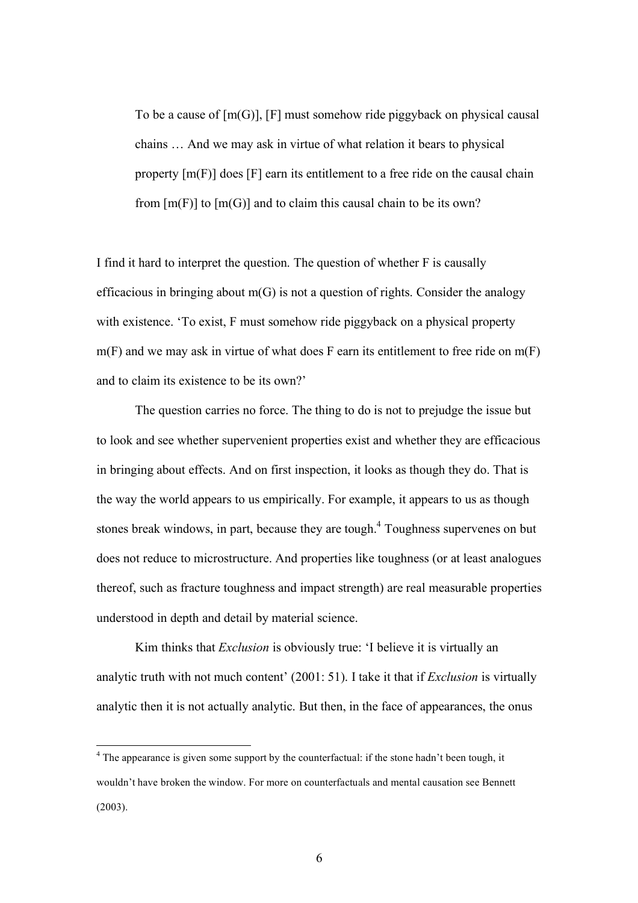> To be a cause of [m(G)], [F] must somehow ride piggyback on physical causal chains … And we may ask in virtue of what relation it bears to physical property [m(F)] does [F] earn its entitlement to a free ride on the causal chain from [m(F)] to [m(G)] and to claim this causal chain to be its own?

I find it hard to interpret the question. The question of whether F is causally efficacious in bringing about m(G) is not a question of rights. Consider the analogy with existence. 'To exist, F must somehow ride piggyback on a physical property m(F) and we may ask in virtue of what does F earn its entitlement to free ride on m(F) and to claim its existence to be its own?'

The question carries no force. The thing to do is not to prejudge the issue but to look and see whether supervenient properties exist and whether they are efficacious in bringing about effects. And on first inspection, it looks as though they do. That is the way the world appears to us empirically. For example, it appears to us as though stones break windows, in part, because they are tough.[4] Toughness supervenes on but does not reduce to microstructure. And properties like toughness (or at least analogues thereof, such as fracture toughness and impact strength) are real measurable properties understood in depth and detail by material science.

Kim thinks that *Exclusion* is obviously true: 'I believe it is virtually an analytic truth with not much content' (2001: 51). I take it that if *Exclusion* is virtually analytic then it is not actually analytic. But then, in the face of appearances, the onus

[4] The appearance is given some support by the counterfactual: if the stone hadn't been tough, it wouldn't have broken the window. For more on counterfactuals and mental causation see Bennett (2003).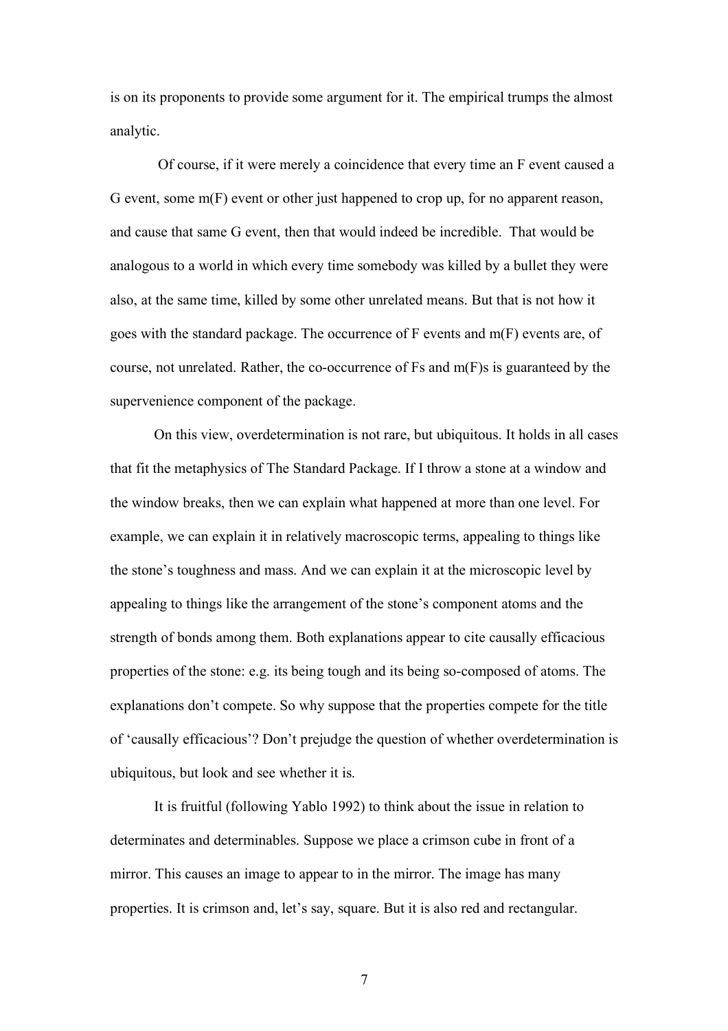is on its proponents to provide some argument for it. The empirical trumps the almost analytic.

Of course, if it were merely a coincidence that every time an F event caused a G event, some m(F) event or other just happened to crop up, for no apparent reason, and cause that same G event, then that would indeed be incredible. That would be analogous to a world in which every time somebody was killed by a bullet they were also, at the same time, killed by some other unrelated means. But that is not how it goes with the standard package. The occurrence of F events and m(F) events are, of course, not unrelated. Rather, the co-occurrence of Fs and m(F)s is guaranteed by the supervenience component of the package.

On this view, overdetermination is not rare, but ubiquitous. It holds in all cases that fit the metaphysics of The Standard Package. If I throw a stone at a window and the window breaks, then we can explain what happened at more than one level. For example, we can explain it in relatively macroscopic terms, appealing to things like the stone's toughness and mass. And we can explain it at the microscopic level by appealing to things like the arrangement of the stone's component atoms and the strength of bonds among them. Both explanations appear to cite causally efficacious properties of the stone: e.g. its being tough and its being so-composed of atoms. The explanations don't compete. So why suppose that the properties compete for the title of 'causally efficacious'? Don't prejudge the question of whether overdetermination is ubiquitous, but look and see whether it is.

It is fruitful (following Yablo 1992) to think about the issue in relation to determinates and determinables. Suppose we place a crimson cube in front of a mirror. This causes an image to appear to in the mirror. The image has many properties. It is crimson and, let's say, square. But it is also red and rectangular.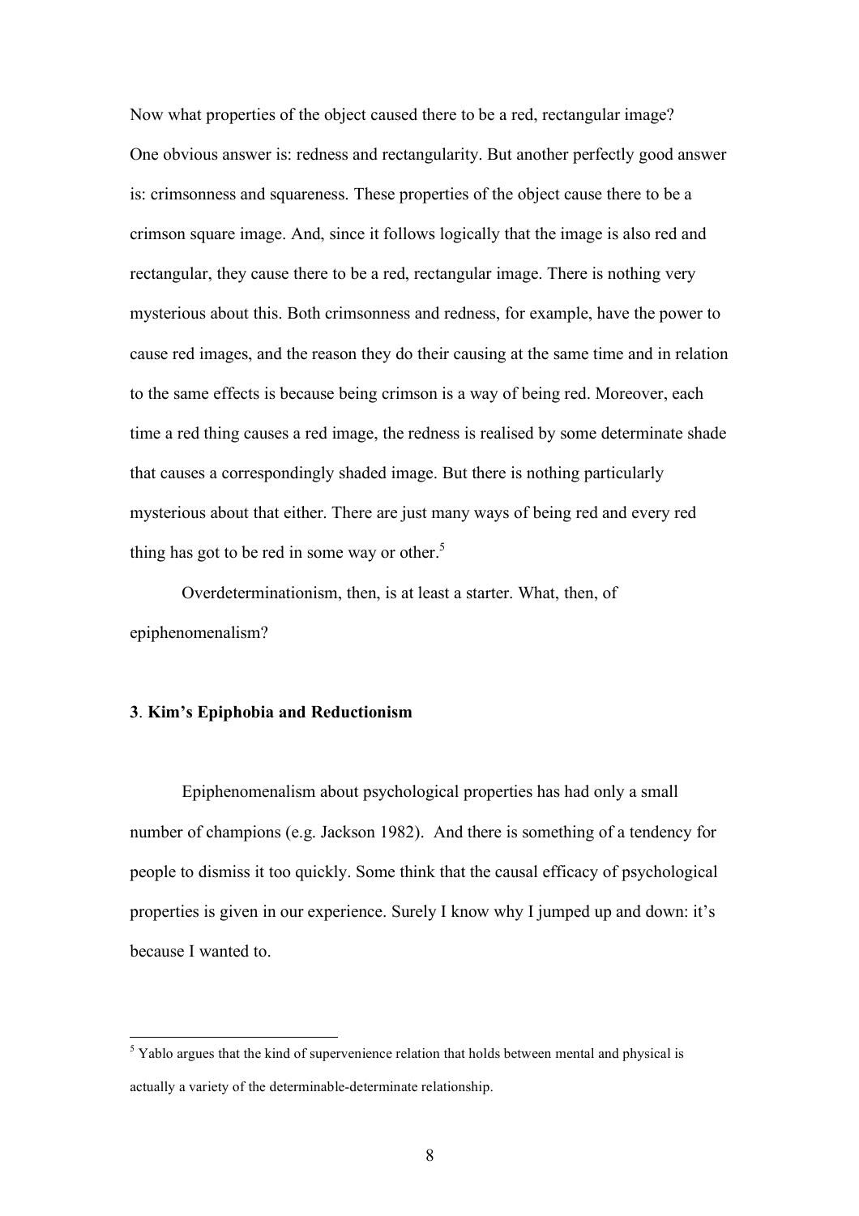Now what properties of the object caused there to be a red, rectangular image? One obvious answer is: redness and rectangularity. But another perfectly good answer is: crimsonness and squareness. These properties of the object cause there to be a crimson square image. And, since it follows logically that the image is also red and rectangular, they cause there to be a red, rectangular image. There is nothing very mysterious about this. Both crimsonness and redness, for example, have the power to cause red images, and the reason they do their causing at the same time and in relation to the same effects is because being crimson is a way of being red. Moreover, each time a red thing causes a red image, the redness is realised by some determinate shade that causes a correspondingly shaded image. But there is nothing particularly mysterious about that either. There are just many ways of being red and every red thing has got to be red in some way or other.[5]

Overdeterminationism, then, is at least a starter. What, then, of epiphenomenalism?

## 3. Kim's Epiphobia and Reductionism

Epiphenomenalism about psychological properties has had only a small number of champions (e.g. Jackson 1982). And there is something of a tendency for people to dismiss it too quickly. Some think that the causal efficacy of psychological properties is given in our experience. Surely I know why I jumped up and down: it's because I wanted to.

[5] Yablo argues that the kind of supervenience relation that holds between mental and physical is actually a variety of the determinable-determinate relationship.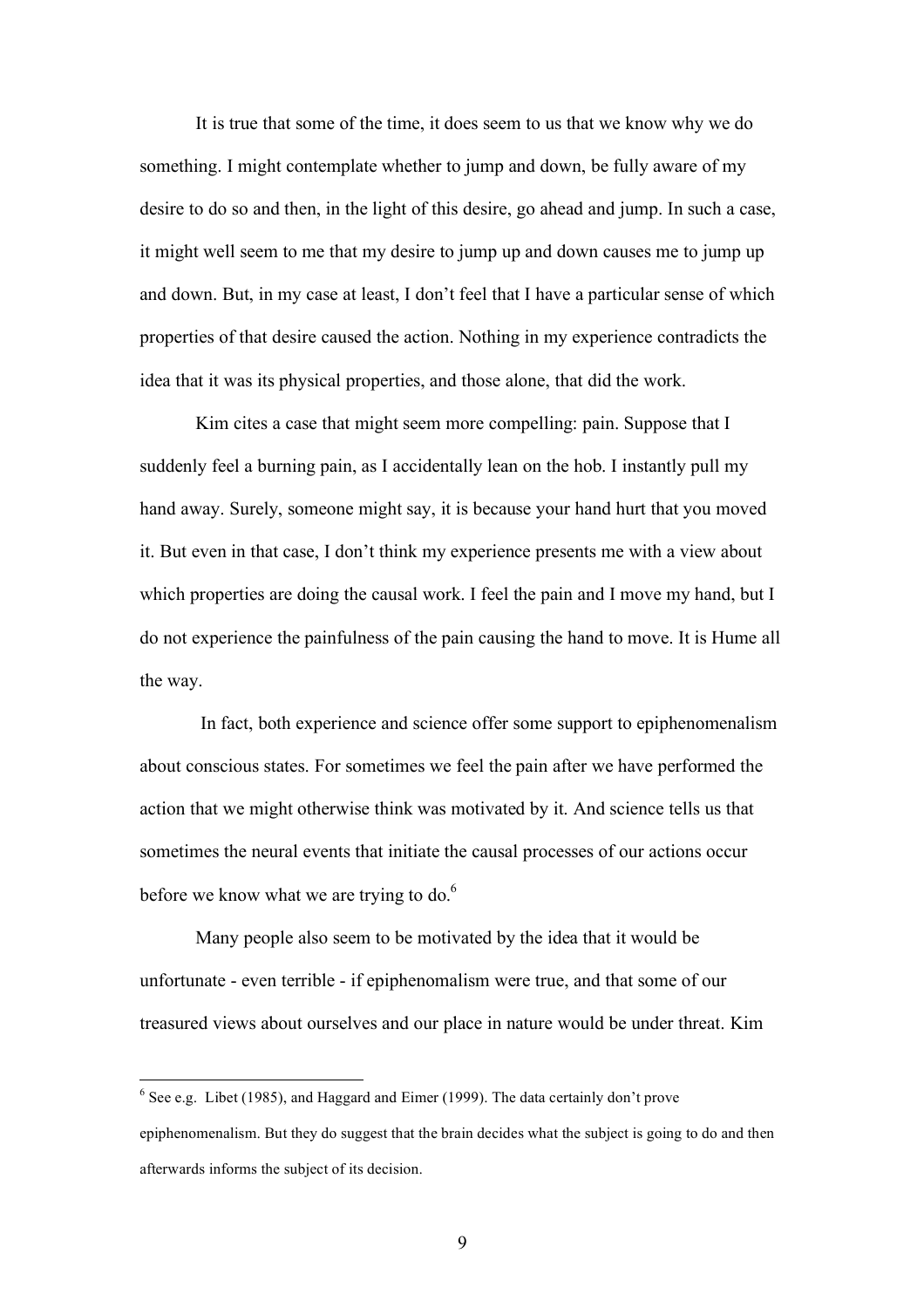It is true that some of the time, it does seem to us that we know why we do something. I might contemplate whether to jump and down, be fully aware of my desire to do so and then, in the light of this desire, go ahead and jump. In such a case, it might well seem to me that my desire to jump up and down causes me to jump up and down. But, in my case at least, I don't feel that I have a particular sense of which properties of that desire caused the action. Nothing in my experience contradicts the idea that it was its physical properties, and those alone, that did the work.

Kim cites a case that might seem more compelling: pain. Suppose that I suddenly feel a burning pain, as I accidentally lean on the hob. I instantly pull my hand away. Surely, someone might say, it is because your hand hurt that you moved it. But even in that case, I don't think my experience presents me with a view about which properties are doing the causal work. I feel the pain and I move my hand, but I do not experience the painfulness of the pain causing the hand to move. It is Hume all the way.

In fact, both experience and science offer some support to epiphenomenalism about conscious states. For sometimes we feel the pain after we have performed the action that we might otherwise think was motivated by it. And science tells us that sometimes the neural events that initiate the causal processes of our actions occur before we know what we are trying to do.[6]

Many people also seem to be motivated by the idea that it would be unfortunate - even terrible - if epiphenomalism were true, and that some of our treasured views about ourselves and our place in nature would be under threat. Kim

---

[6] See e.g. Libet (1985), and Haggard and Eimer (1999). The data certainly don't prove epiphenomenalism. But they do suggest that the brain decides what the subject is going to do and then afterwards informs the subject of its decision.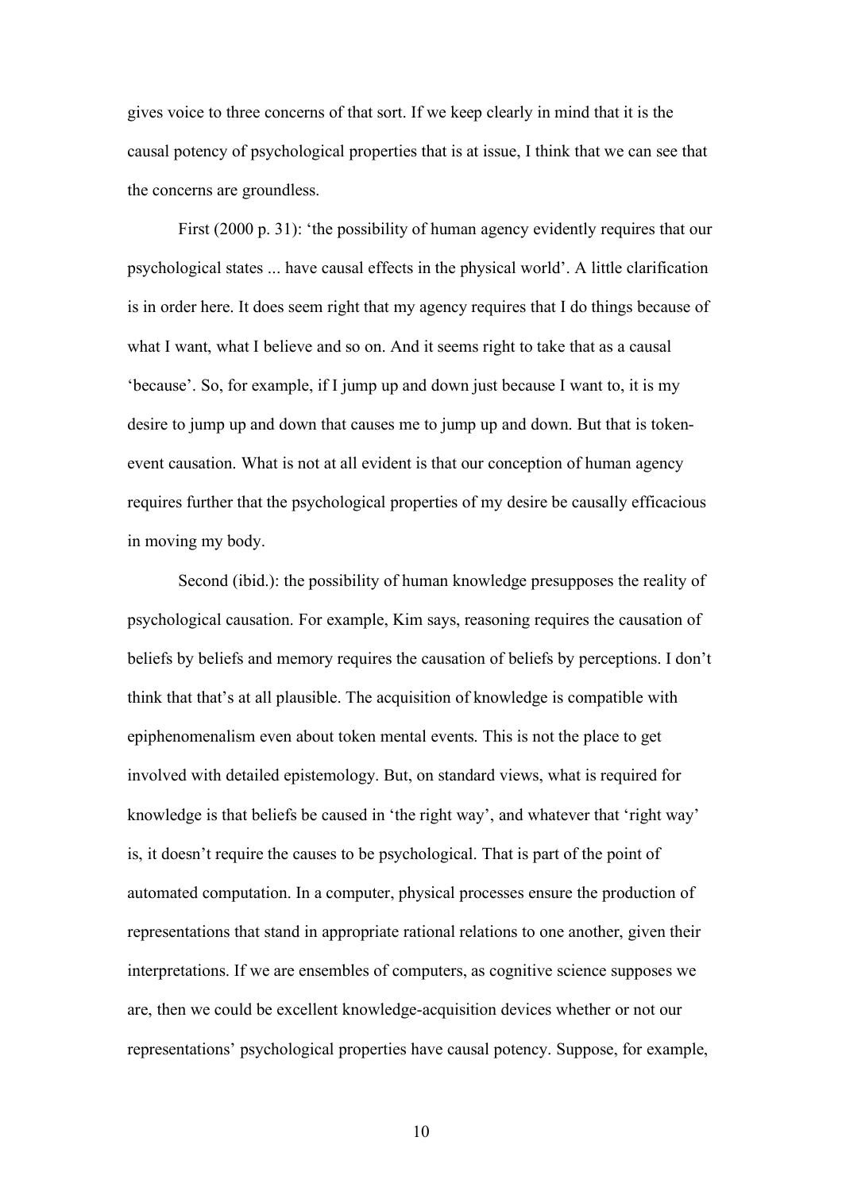gives voice to three concerns of that sort. If we keep clearly in mind that it is the causal potency of psychological properties that is at issue, I think that we can see that the concerns are groundless.

First (2000 p. 31): 'the possibility of human agency evidently requires that our psychological states ... have causal effects in the physical world'. A little clarification is in order here. It does seem right that my agency requires that I do things because of what I want, what I believe and so on. And it seems right to take that as a causal 'because'. So, for example, if I jump up and down just because I want to, it is my desire to jump up and down that causes me to jump up and down. But that is token-event causation. What is not at all evident is that our conception of human agency requires further that the psychological properties of my desire be causally efficacious in moving my body.

Second (ibid.): the possibility of human knowledge presupposes the reality of psychological causation. For example, Kim says, reasoning requires the causation of beliefs by beliefs and memory requires the causation of beliefs by perceptions. I don't think that that's at all plausible. The acquisition of knowledge is compatible with epiphenomenalism even about token mental events. This is not the place to get involved with detailed epistemology. But, on standard views, what is required for knowledge is that beliefs be caused in 'the right way', and whatever that 'right way' is, it doesn't require the causes to be psychological. That is part of the point of automated computation. In a computer, physical processes ensure the production of representations that stand in appropriate rational relations to one another, given their interpretations. If we are ensembles of computers, as cognitive science supposes we are, then we could be excellent knowledge-acquisition devices whether or not our representations' psychological properties have causal potency. Suppose, for example,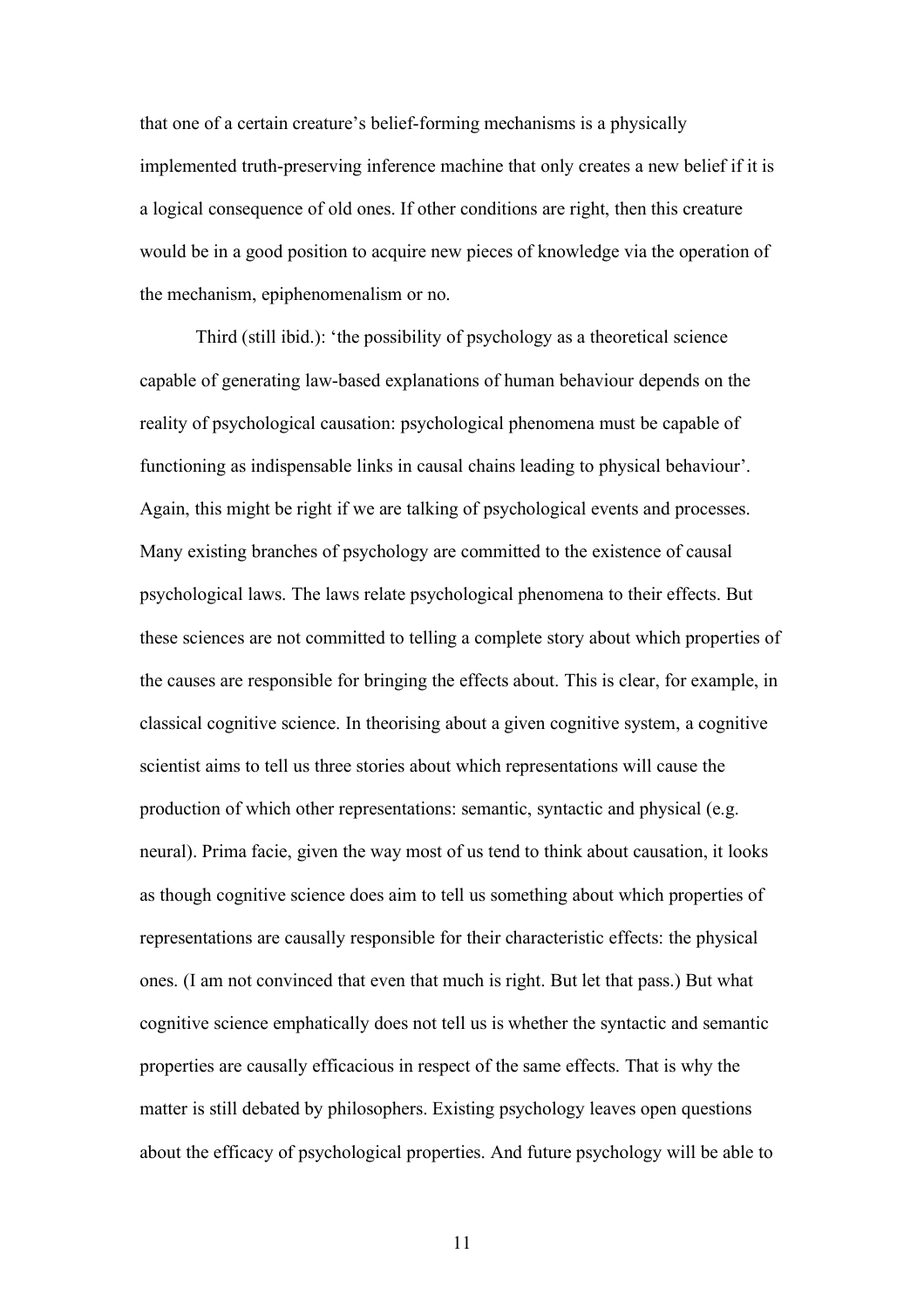that one of a certain creature's belief-forming mechanisms is a physically implemented truth-preserving inference machine that only creates a new belief if it is a logical consequence of old ones. If other conditions are right, then this creature would be in a good position to acquire new pieces of knowledge via the operation of the mechanism, epiphenomenalism or no.

Third (still ibid.): 'the possibility of psychology as a theoretical science capable of generating law-based explanations of human behaviour depends on the reality of psychological causation: psychological phenomena must be capable of functioning as indispensable links in causal chains leading to physical behaviour'. Again, this might be right if we are talking of psychological events and processes. Many existing branches of psychology are committed to the existence of causal psychological laws. The laws relate psychological phenomena to their effects. But these sciences are not committed to telling a complete story about which properties of the causes are responsible for bringing the effects about. This is clear, for example, in classical cognitive science. In theorising about a given cognitive system, a cognitive scientist aims to tell us three stories about which representations will cause the production of which other representations: semantic, syntactic and physical (e.g. neural). Prima facie, given the way most of us tend to think about causation, it looks as though cognitive science does aim to tell us something about which properties of representations are causally responsible for their characteristic effects: the physical ones. (I am not convinced that even that much is right. But let that pass.) But what cognitive science emphatically does not tell us is whether the syntactic and semantic properties are causally efficacious in respect of the same effects. That is why the matter is still debated by philosophers. Existing psychology leaves open questions about the efficacy of psychological properties. And future psychology will be able to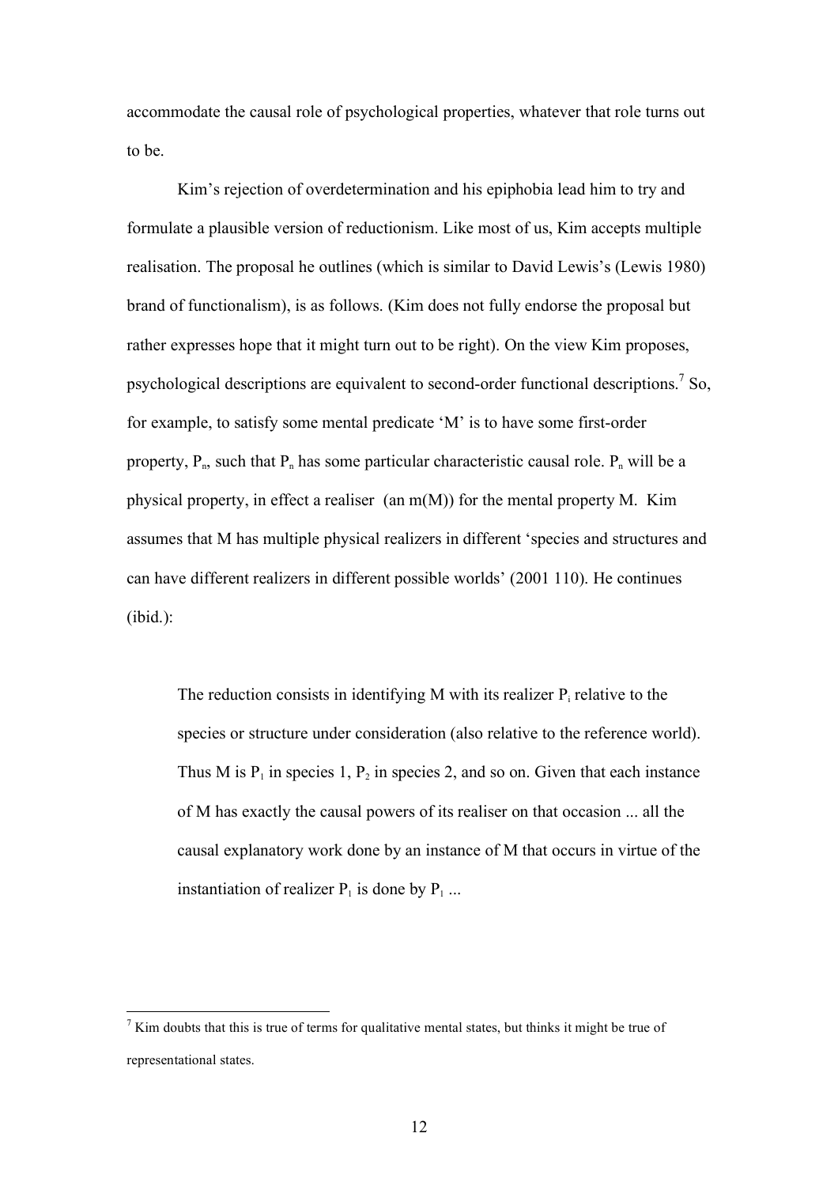accommodate the causal role of psychological properties, whatever that role turns out to be.

Kim's rejection of overdetermination and his epiphobia lead him to try and formulate a plausible version of reductionism. Like most of us, Kim accepts multiple realisation. The proposal he outlines (which is similar to David Lewis's (Lewis 1980) brand of functionalism), is as follows. (Kim does not fully endorse the proposal but rather expresses hope that it might turn out to be right). On the view Kim proposes, psychological descriptions are equivalent to second-order functional descriptions.[7] So, for example, to satisfy some mental predicate 'M' is to have some first-order property, $P_n$, such that $P_n$ has some particular characteristic causal role. $P_n$ will be a physical property, in effect a realiser (an m(M)) for the mental property M. Kim assumes that M has multiple physical realizers in different 'species and structures and can have different realizers in different possible worlds' (2001 110). He continues (ibid.):

> The reduction consists in identifying M with its realizer $P_i$ relative to the species or structure under consideration (also relative to the reference world). Thus M is $P_1$ in species 1, $P_2$ in species 2, and so on. Given that each instance of M has exactly the causal powers of its realiser on that occasion ... all the causal explanatory work done by an instance of M that occurs in virtue of the instantiation of realizer $P_1$ is done by $P_1$ ...

[7] Kim doubts that this is true of terms for qualitative mental states, but thinks it might be true of representational states.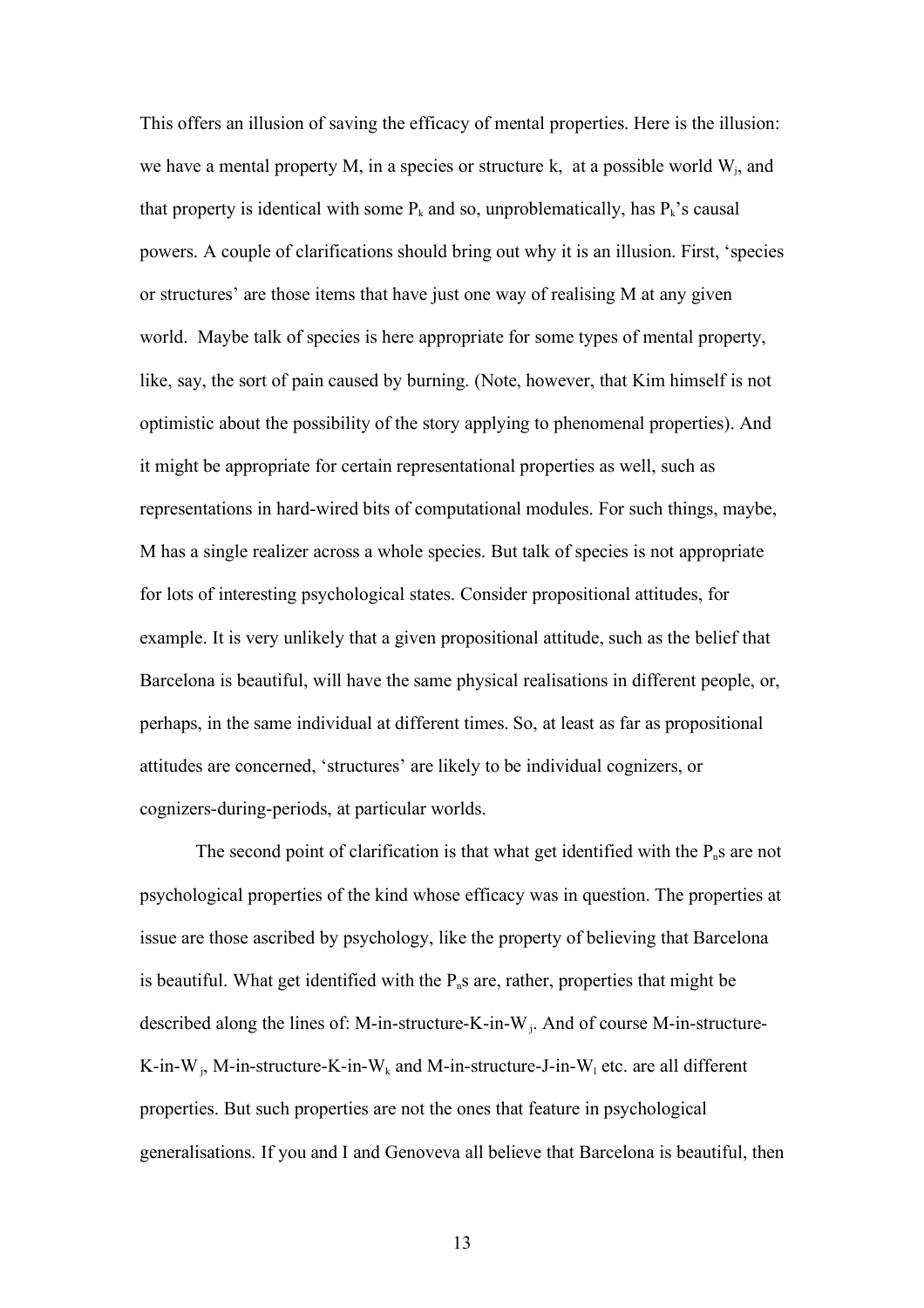This offers an illusion of saving the efficacy of mental properties. Here is the illusion: we have a mental property M, in a species or structure k, at a possible world $W_j$, and that property is identical with some $P_k$ and so, unproblematically, has $P_k$'s causal powers. A couple of clarifications should bring out why it is an illusion. First, 'species or structures' are those items that have just one way of realising M at any given world. Maybe talk of species is here appropriate for some types of mental property, like, say, the sort of pain caused by burning. (Note, however, that Kim himself is not optimistic about the possibility of the story applying to phenomenal properties). And it might be appropriate for certain representational properties as well, such as representations in hard-wired bits of computational modules. For such things, maybe, M has a single realizer across a whole species. But talk of species is not appropriate for lots of interesting psychological states. Consider propositional attitudes, for example. It is very unlikely that a given propositional attitude, such as the belief that Barcelona is beautiful, will have the same physical realisations in different people, or, perhaps, in the same individual at different times. So, at least as far as propositional attitudes are concerned, 'structures' are likely to be individual cognizers, or cognizers-during-periods, at particular worlds.

The second point of clarification is that what get identified with the $P_n$s are not psychological properties of the kind whose efficacy was in question. The properties at issue are those ascribed by psychology, like the property of believing that Barcelona is beautiful. What get identified with the $P_n$s are, rather, properties that might be described along the lines of: M-in-structure-K-in-$W_j$. And of course M-in-structure-K-in-$W_j$, M-in-structure-K-in-$W_k$ and M-in-structure-J-in-$W_l$ etc. are all different properties. But such properties are not the ones that feature in psychological generalisations. If you and I and Genoveva all believe that Barcelona is beautiful, then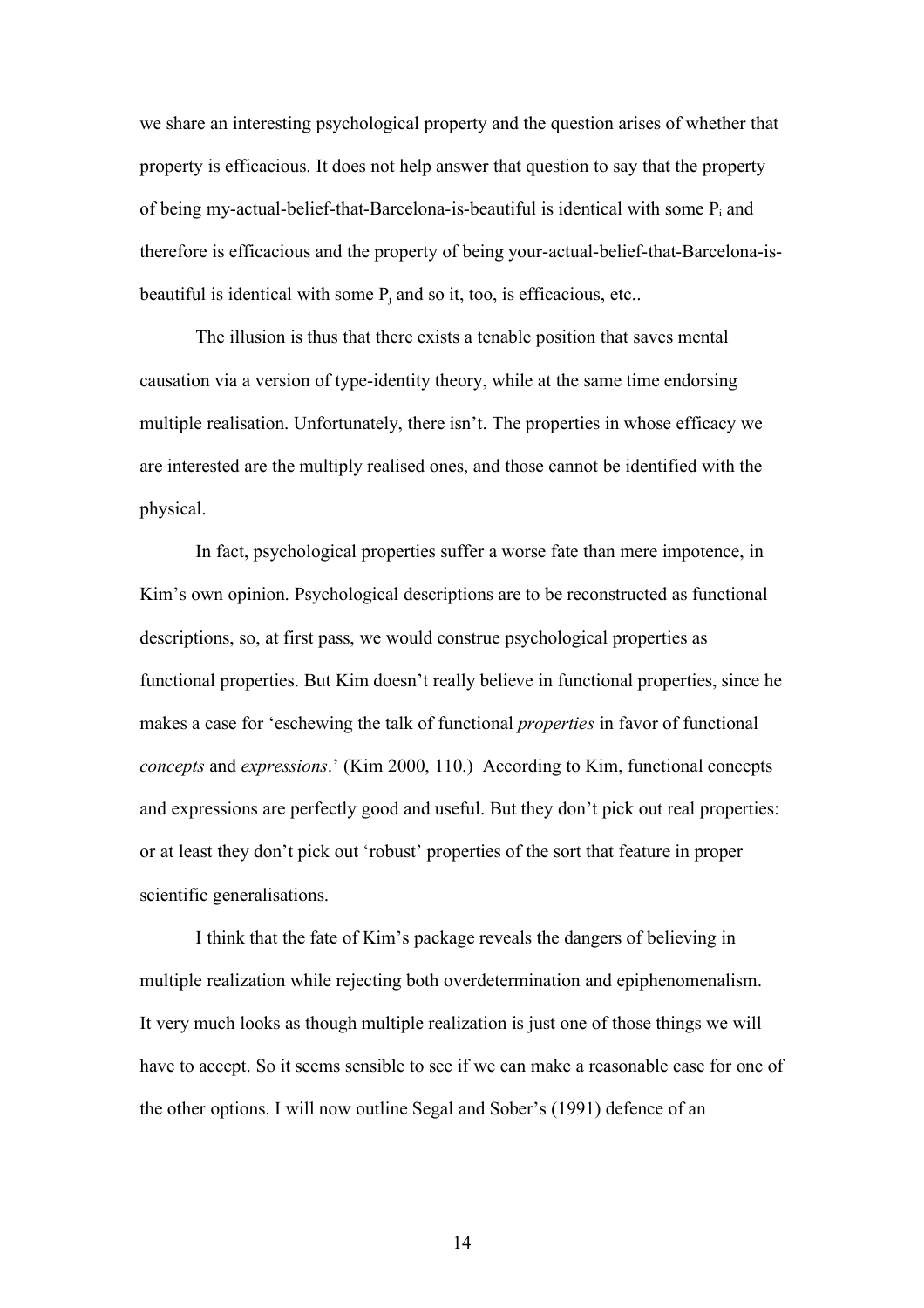we share an interesting psychological property and the question arises of whether that property is efficacious. It does not help answer that question to say that the property of being my-actual-belief-that-Barcelona-is-beautiful is identical with some $P_i$ and therefore is efficacious and the property of being your-actual-belief-that-Barcelona-is-beautiful is identical with some $P_j$ and so it, too, is efficacious, etc..

The illusion is thus that there exists a tenable position that saves mental causation via a version of type-identity theory, while at the same time endorsing multiple realisation. Unfortunately, there isn't. The properties in whose efficacy we are interested are the multiply realised ones, and those cannot be identified with the physical.

In fact, psychological properties suffer a worse fate than mere impotence, in Kim's own opinion. Psychological descriptions are to be reconstructed as functional descriptions, so, at first pass, we would construe psychological properties as functional properties. But Kim doesn't really believe in functional properties, since he makes a case for 'eschewing the talk of functional *properties* in favor of functional *concepts* and *expressions*.' (Kim 2000, 110.) According to Kim, functional concepts and expressions are perfectly good and useful. But they don't pick out real properties: or at least they don't pick out 'robust' properties of the sort that feature in proper scientific generalisations.

I think that the fate of Kim's package reveals the dangers of believing in multiple realization while rejecting both overdetermination and epiphenomenalism. It very much looks as though multiple realization is just one of those things we will have to accept. So it seems sensible to see if we can make a reasonable case for one of the other options. I will now outline Segal and Sober's (1991) defence of an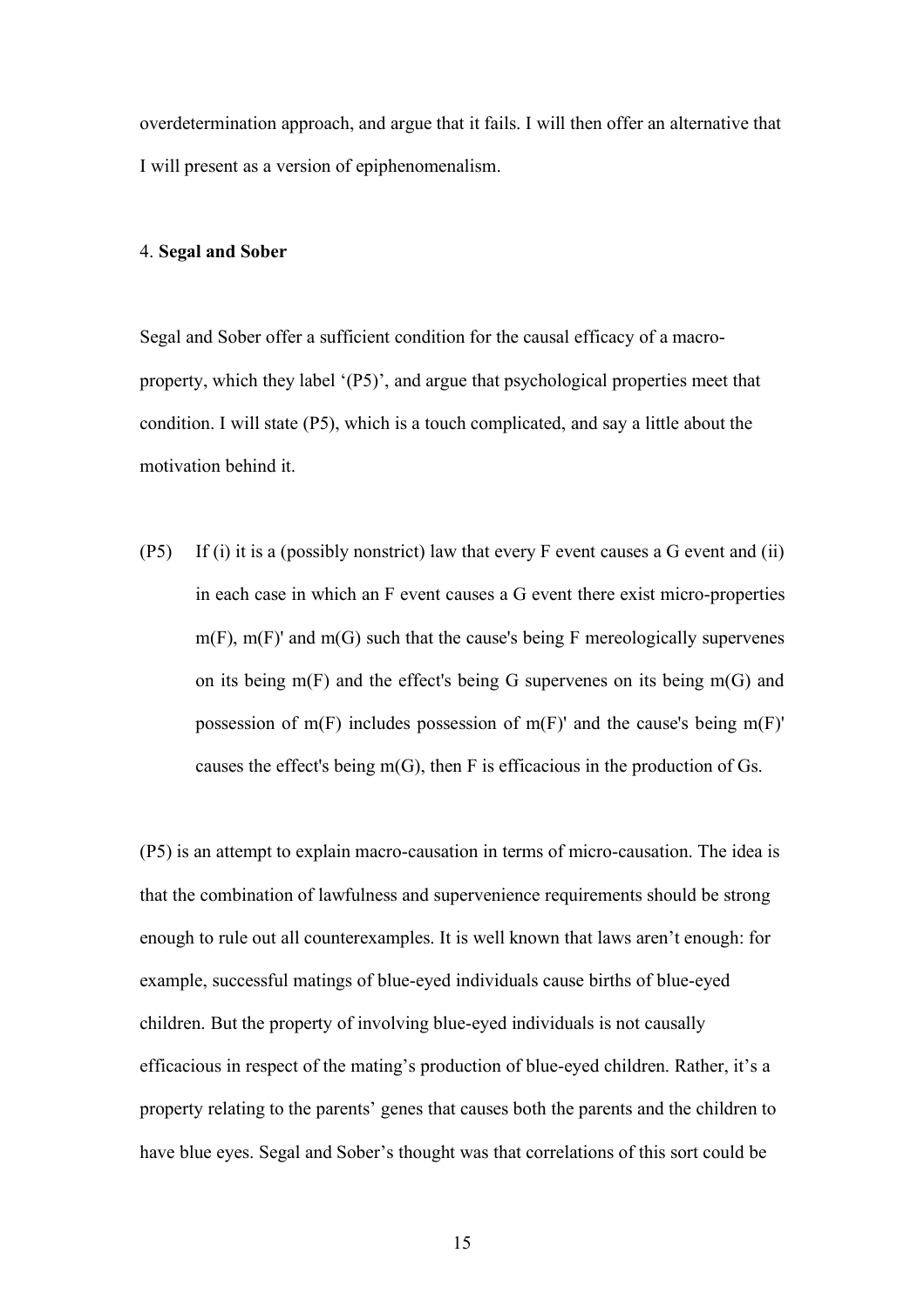overdetermination approach, and argue that it fails. I will then offer an alternative that I will present as a version of epiphenomenalism.

## 4. **Segal and Sober**

Segal and Sober offer a sufficient condition for the causal efficacy of a macro-property, which they label '(P5)', and argue that psychological properties meet that condition. I will state (P5), which is a touch complicated, and say a little about the motivation behind it.

(P5) If (i) it is a (possibly nonstrict) law that every F event causes a G event and (ii) in each case in which an F event causes a G event there exist micro-properties m(F), m(F)' and m(G) such that the cause's being F mereologically supervenes on its being m(F) and the effect's being G supervenes on its being m(G) and possession of m(F) includes possession of m(F)' and the cause's being m(F)' causes the effect's being m(G), then F is efficacious in the production of Gs.

(P5) is an attempt to explain macro-causation in terms of micro-causation. The idea is that the combination of lawfulness and supervenience requirements should be strong enough to rule out all counterexamples. It is well known that laws aren't enough: for example, successful matings of blue-eyed individuals cause births of blue-eyed children. But the property of involving blue-eyed individuals is not causally efficacious in respect of the mating's production of blue-eyed children. Rather, it's a property relating to the parents' genes that causes both the parents and the children to have blue eyes. Segal and Sober's thought was that correlations of this sort could be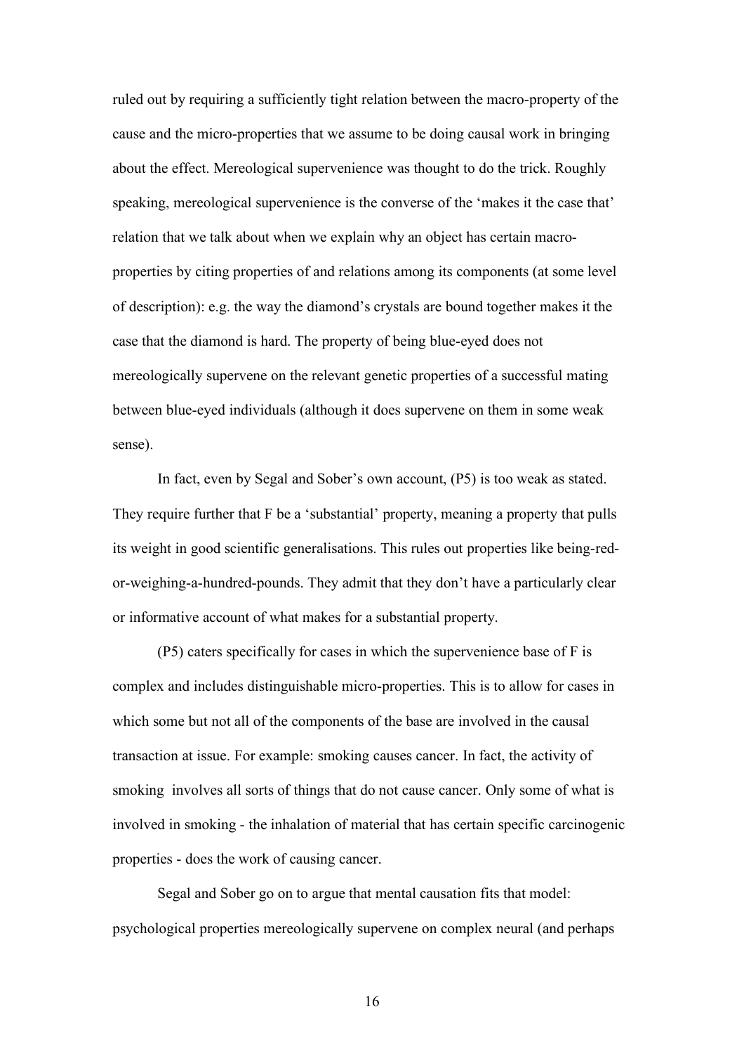ruled out by requiring a sufficiently tight relation between the macro-property of the cause and the micro-properties that we assume to be doing causal work in bringing about the effect. Mereological supervenience was thought to do the trick. Roughly speaking, mereological supervenience is the converse of the 'makes it the case that' relation that we talk about when we explain why an object has certain macro-properties by citing properties of and relations among its components (at some level of description): e.g. the way the diamond's crystals are bound together makes it the case that the diamond is hard. The property of being blue-eyed does not mereologically supervene on the relevant genetic properties of a successful mating between blue-eyed individuals (although it does supervene on them in some weak sense).

In fact, even by Segal and Sober's own account, (P5) is too weak as stated. They require further that F be a 'substantial' property, meaning a property that pulls its weight in good scientific generalisations. This rules out properties like being-red-or-weighing-a-hundred-pounds. They admit that they don't have a particularly clear or informative account of what makes for a substantial property.

(P5) caters specifically for cases in which the supervenience base of F is complex and includes distinguishable micro-properties. This is to allow for cases in which some but not all of the components of the base are involved in the causal transaction at issue. For example: smoking causes cancer. In fact, the activity of smoking involves all sorts of things that do not cause cancer. Only some of what is involved in smoking - the inhalation of material that has certain specific carcinogenic properties - does the work of causing cancer.

Segal and Sober go on to argue that mental causation fits that model: psychological properties mereologically supervene on complex neural (and perhaps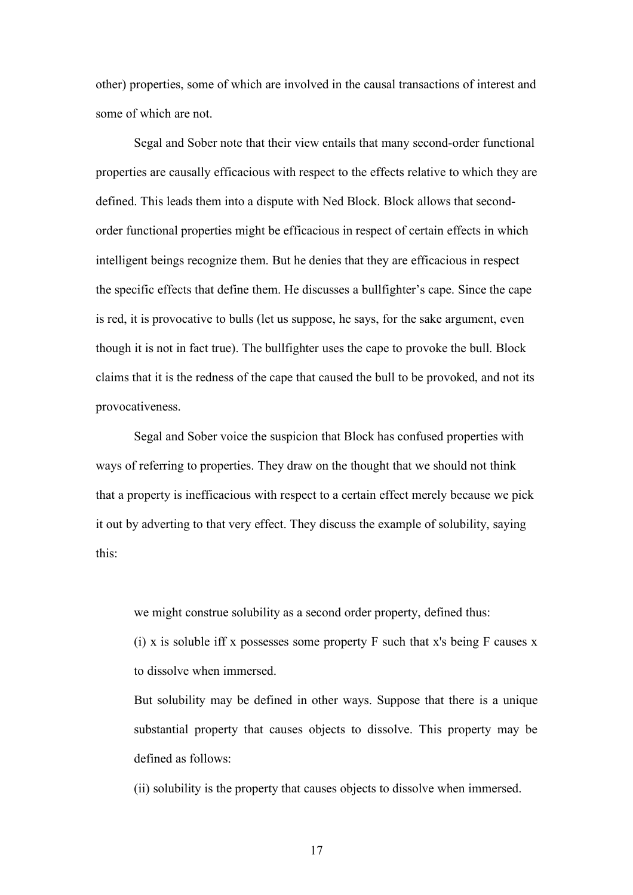other) properties, some of which are involved in the causal transactions of interest and some of which are not.

Segal and Sober note that their view entails that many second-order functional properties are causally efficacious with respect to the effects relative to which they are defined. This leads them into a dispute with Ned Block. Block allows that second-order functional properties might be efficacious in respect of certain effects in which intelligent beings recognize them. But he denies that they are efficacious in respect the specific effects that define them. He discusses a bullfighter's cape. Since the cape is red, it is provocative to bulls (let us suppose, he says, for the sake argument, even though it is not in fact true). The bullfighter uses the cape to provoke the bull. Block claims that it is the redness of the cape that caused the bull to be provoked, and not its provocativeness.

Segal and Sober voice the suspicion that Block has confused properties with ways of referring to properties. They draw on the thought that we should not think that a property is inefficacious with respect to a certain effect merely because we pick it out by adverting to that very effect. They discuss the example of solubility, saying this:

> we might construe solubility as a second order property, defined thus:
>
> (i) x is soluble iff x possesses some property F such that x's being F causes x to dissolve when immersed.
>
> But solubility may be defined in other ways. Suppose that there is a unique substantial property that causes objects to dissolve. This property may be defined as follows:
>
> (ii) solubility is the property that causes objects to dissolve when immersed.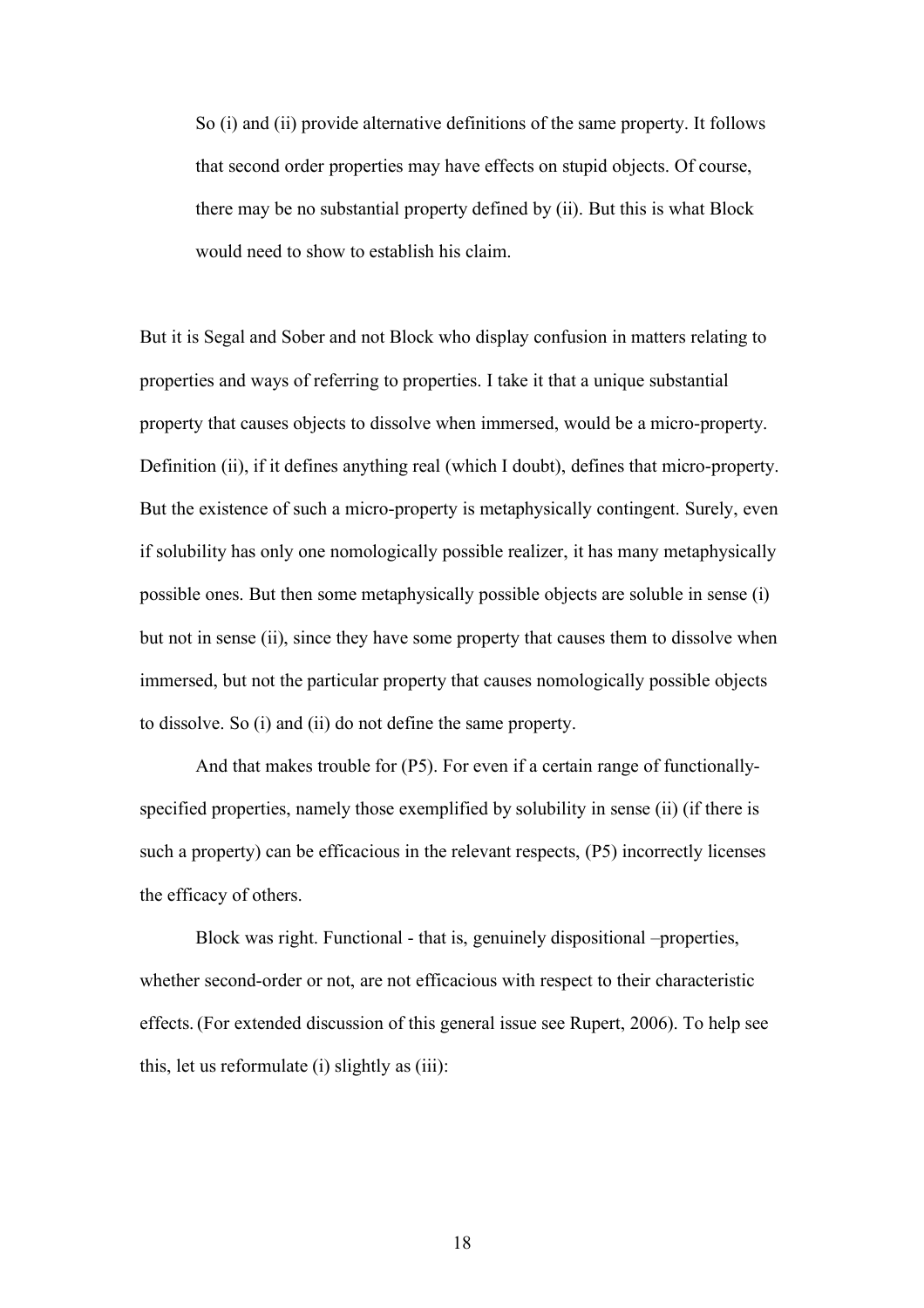> So (i) and (ii) provide alternative definitions of the same property. It follows that second order properties may have effects on stupid objects. Of course, there may be no substantial property defined by (ii). But this is what Block would need to show to establish his claim.

But it is Segal and Sober and not Block who display confusion in matters relating to properties and ways of referring to properties. I take it that a unique substantial property that causes objects to dissolve when immersed, would be a micro-property. Definition (ii), if it defines anything real (which I doubt), defines that micro-property. But the existence of such a micro-property is metaphysically contingent. Surely, even if solubility has only one nomologically possible realizer, it has many metaphysically possible ones. But then some metaphysically possible objects are soluble in sense (i) but not in sense (ii), since they have some property that causes them to dissolve when immersed, but not the particular property that causes nomologically possible objects to dissolve. So (i) and (ii) do not define the same property.

And that makes trouble for (P5). For even if a certain range of functionally-specified properties, namely those exemplified by solubility in sense (ii) (if there is such a property) can be efficacious in the relevant respects, (P5) incorrectly licenses the efficacy of others.

Block was right. Functional - that is, genuinely dispositional –properties, whether second-order or not, are not efficacious with respect to their characteristic effects. (For extended discussion of this general issue see Rupert, 2006). To help see this, let us reformulate (i) slightly as (iii):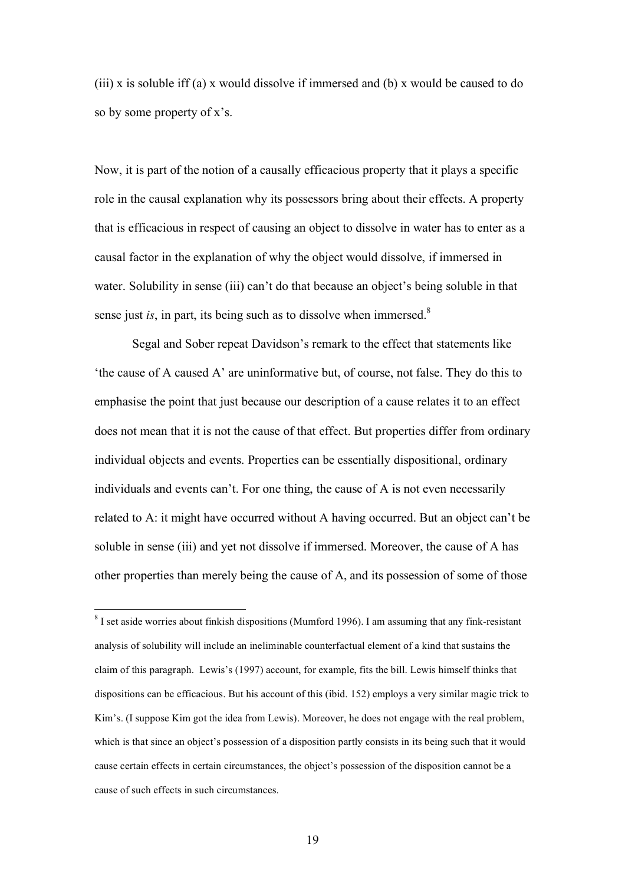(iii) x is soluble iff (a) x would dissolve if immersed and (b) x would be caused to do so by some property of x's.

Now, it is part of the notion of a causally efficacious property that it plays a specific role in the causal explanation why its possessors bring about their effects. A property that is efficacious in respect of causing an object to dissolve in water has to enter as a causal factor in the explanation of why the object would dissolve, if immersed in water. Solubility in sense (iii) can't do that because an object's being soluble in that sense just *is*, in part, its being such as to dissolve when immersed.[8]

Segal and Sober repeat Davidson's remark to the effect that statements like 'the cause of A caused A' are uninformative but, of course, not false. They do this to emphasise the point that just because our description of a cause relates it to an effect does not mean that it is not the cause of that effect. But properties differ from ordinary individual objects and events. Properties can be essentially dispositional, ordinary individuals and events can't. For one thing, the cause of A is not even necessarily related to A: it might have occurred without A having occurred. But an object can't be soluble in sense (iii) and yet not dissolve if immersed. Moreover, the cause of A has other properties than merely being the cause of A, and its possession of some of those

[8] I set aside worries about finkish dispositions (Mumford 1996). I am assuming that any fink-resistant analysis of solubility will include an ineliminable counterfactual element of a kind that sustains the claim of this paragraph. Lewis's (1997) account, for example, fits the bill. Lewis himself thinks that dispositions can be efficacious. But his account of this (ibid. 152) employs a very similar magic trick to Kim's. (I suppose Kim got the idea from Lewis). Moreover, he does not engage with the real problem, which is that since an object's possession of a disposition partly consists in its being such that it would cause certain effects in certain circumstances, the object's possession of the disposition cannot be a cause of such effects in such circumstances.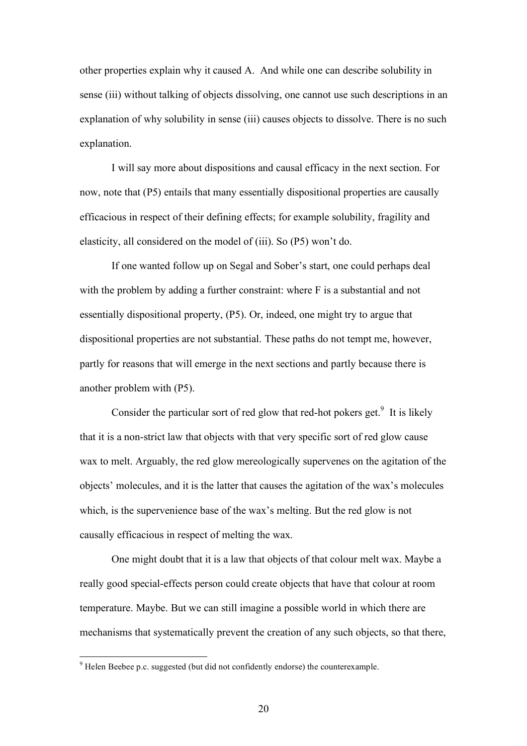other properties explain why it caused A. And while one can describe solubility in sense (iii) without talking of objects dissolving, one cannot use such descriptions in an explanation of why solubility in sense (iii) causes objects to dissolve. There is no such explanation.

I will say more about dispositions and causal efficacy in the next section. For now, note that (P5) entails that many essentially dispositional properties are causally efficacious in respect of their defining effects; for example solubility, fragility and elasticity, all considered on the model of (iii). So (P5) won't do.

If one wanted follow up on Segal and Sober's start, one could perhaps deal with the problem by adding a further constraint: where F is a substantial and not essentially dispositional property, (P5). Or, indeed, one might try to argue that dispositional properties are not substantial. These paths do not tempt me, however, partly for reasons that will emerge in the next sections and partly because there is another problem with (P5).

Consider the particular sort of red glow that red-hot pokers get.[9] It is likely that it is a non-strict law that objects with that very specific sort of red glow cause wax to melt. Arguably, the red glow mereologically supervenes on the agitation of the objects' molecules, and it is the latter that causes the agitation of the wax's molecules which, is the supervenience base of the wax's melting. But the red glow is not causally efficacious in respect of melting the wax.

One might doubt that it is a law that objects of that colour melt wax. Maybe a really good special-effects person could create objects that have that colour at room temperature. Maybe. But we can still imagine a possible world in which there are mechanisms that systematically prevent the creation of any such objects, so that there,

[9] Helen Beebee p.c. suggested (but did not confidently endorse) the counterexample.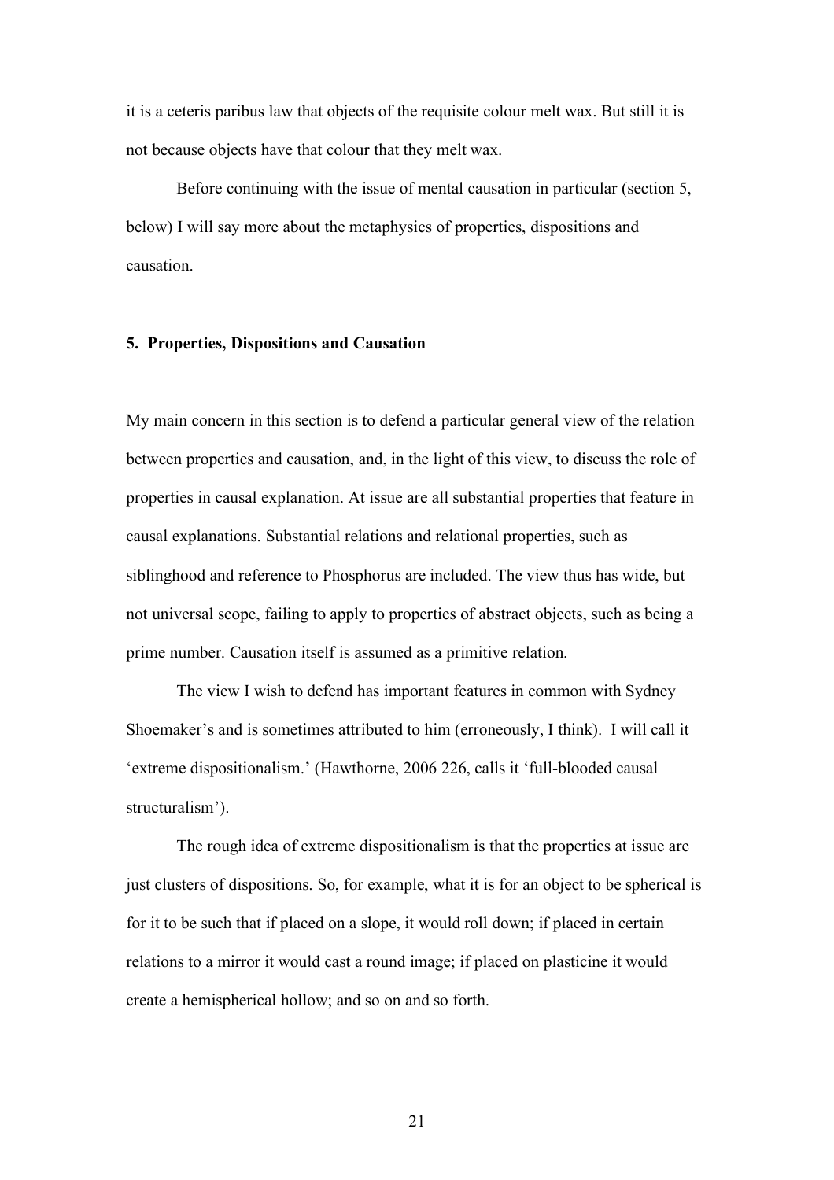it is a ceteris paribus law that objects of the requisite colour melt wax. But still it is not because objects have that colour that they melt wax.

Before continuing with the issue of mental causation in particular (section 5, below) I will say more about the metaphysics of properties, dispositions and causation.

## 5. Properties, Dispositions and Causation

My main concern in this section is to defend a particular general view of the relation between properties and causation, and, in the light of this view, to discuss the role of properties in causal explanation. At issue are all substantial properties that feature in causal explanations. Substantial relations and relational properties, such as siblinghood and reference to Phosphorus are included. The view thus has wide, but not universal scope, failing to apply to properties of abstract objects, such as being a prime number. Causation itself is assumed as a primitive relation.

The view I wish to defend has important features in common with Sydney Shoemaker's and is sometimes attributed to him (erroneously, I think). I will call it 'extreme dispositionalism.' (Hawthorne, 2006 226, calls it 'full-blooded causal structuralism').

The rough idea of extreme dispositionalism is that the properties at issue are just clusters of dispositions. So, for example, what it is for an object to be spherical is for it to be such that if placed on a slope, it would roll down; if placed in certain relations to a mirror it would cast a round image; if placed on plasticine it would create a hemispherical hollow; and so on and so forth.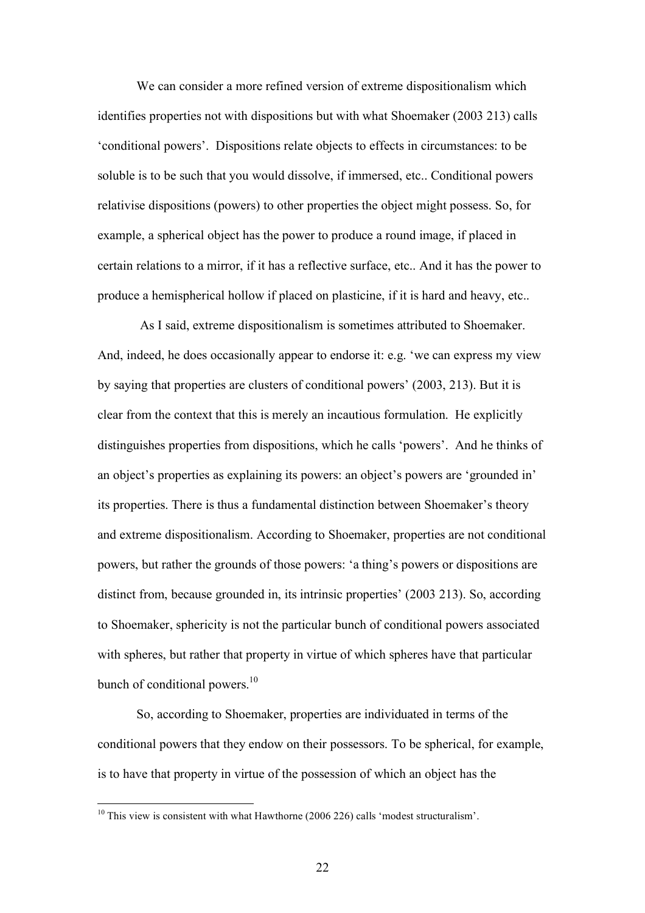We can consider a more refined version of extreme dispositionalism which identifies properties not with dispositions but with what Shoemaker (2003 213) calls 'conditional powers'. Dispositions relate objects to effects in circumstances: to be soluble is to be such that you would dissolve, if immersed, etc.. Conditional powers relativise dispositions (powers) to other properties the object might possess. So, for example, a spherical object has the power to produce a round image, if placed in certain relations to a mirror, if it has a reflective surface, etc.. And it has the power to produce a hemispherical hollow if placed on plasticine, if it is hard and heavy, etc..

As I said, extreme dispositionalism is sometimes attributed to Shoemaker. And, indeed, he does occasionally appear to endorse it: e.g. 'we can express my view by saying that properties are clusters of conditional powers' (2003, 213). But it is clear from the context that this is merely an incautious formulation. He explicitly distinguishes properties from dispositions, which he calls 'powers'. And he thinks of an object's properties as explaining its powers: an object's powers are 'grounded in' its properties. There is thus a fundamental distinction between Shoemaker's theory and extreme dispositionalism. According to Shoemaker, properties are not conditional powers, but rather the grounds of those powers: 'a thing's powers or dispositions are distinct from, because grounded in, its intrinsic properties' (2003 213). So, according to Shoemaker, sphericity is not the particular bunch of conditional powers associated with spheres, but rather that property in virtue of which spheres have that particular bunch of conditional powers.[10]

So, according to Shoemaker, properties are individuated in terms of the conditional powers that they endow on their possessors. To be spherical, for example, is to have that property in virtue of the possession of which an object has the

---

[10] This view is consistent with what Hawthorne (2006 226) calls 'modest structuralism'.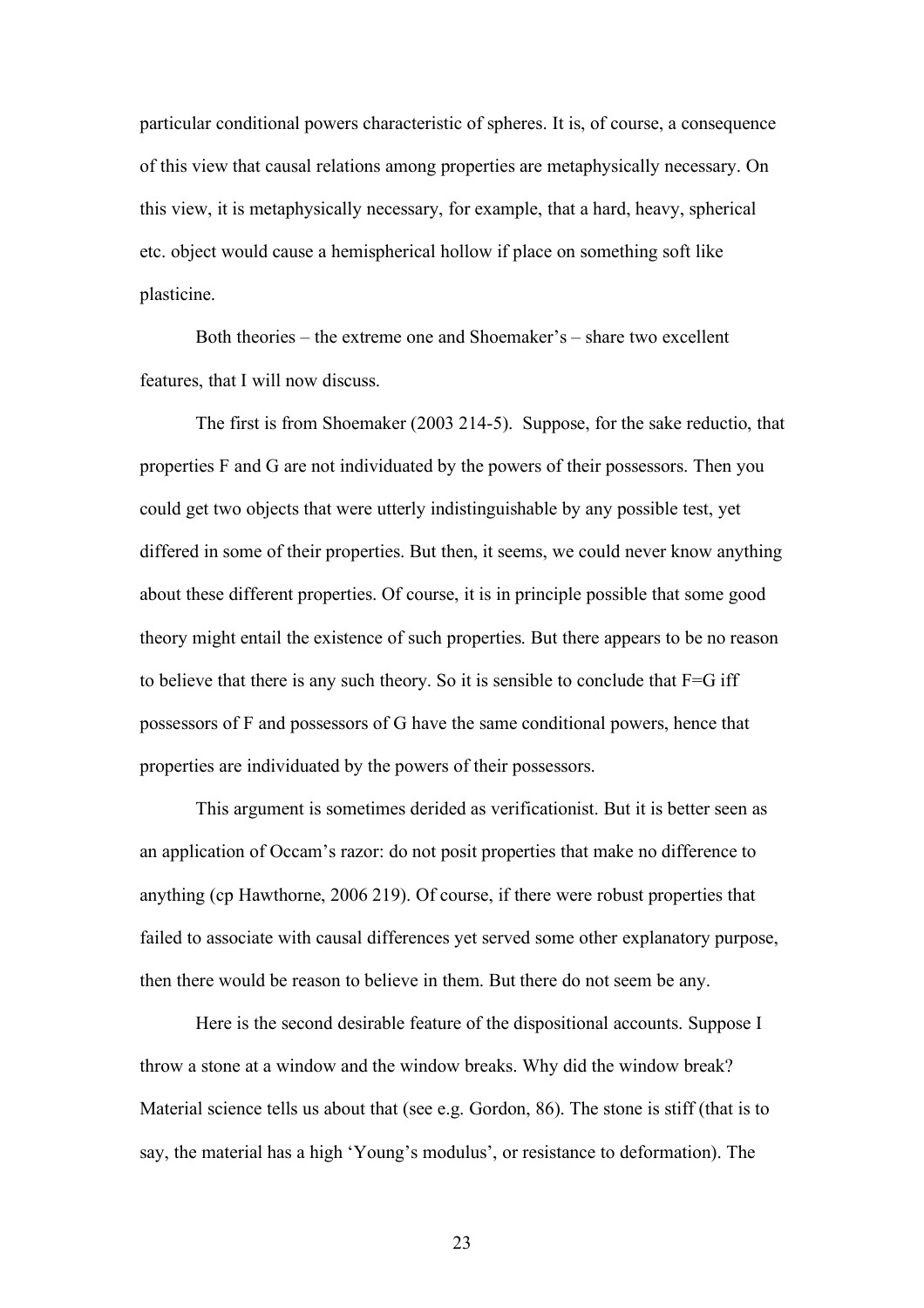particular conditional powers characteristic of spheres. It is, of course, a consequence of this view that causal relations among properties are metaphysically necessary. On this view, it is metaphysically necessary, for example, that a hard, heavy, spherical etc. object would cause a hemispherical hollow if place on something soft like plasticine.

Both theories – the extreme one and Shoemaker's – share two excellent features, that I will now discuss.

The first is from Shoemaker (2003 214-5). Suppose, for the sake reductio, that properties F and G are not individuated by the powers of their possessors. Then you could get two objects that were utterly indistinguishable by any possible test, yet differed in some of their properties. But then, it seems, we could never know anything about these different properties. Of course, it is in principle possible that some good theory might entail the existence of such properties. But there appears to be no reason to believe that there is any such theory. So it is sensible to conclude that F=G iff possessors of F and possessors of G have the same conditional powers, hence that properties are individuated by the powers of their possessors.

This argument is sometimes derided as verificationist. But it is better seen as an application of Occam's razor: do not posit properties that make no difference to anything (cp Hawthorne, 2006 219). Of course, if there were robust properties that failed to associate with causal differences yet served some other explanatory purpose, then there would be reason to believe in them. But there do not seem be any.

Here is the second desirable feature of the dispositional accounts. Suppose I throw a stone at a window and the window breaks. Why did the window break? Material science tells us about that (see e.g. Gordon, 86). The stone is stiff (that is to say, the material has a high 'Young's modulus', or resistance to deformation). The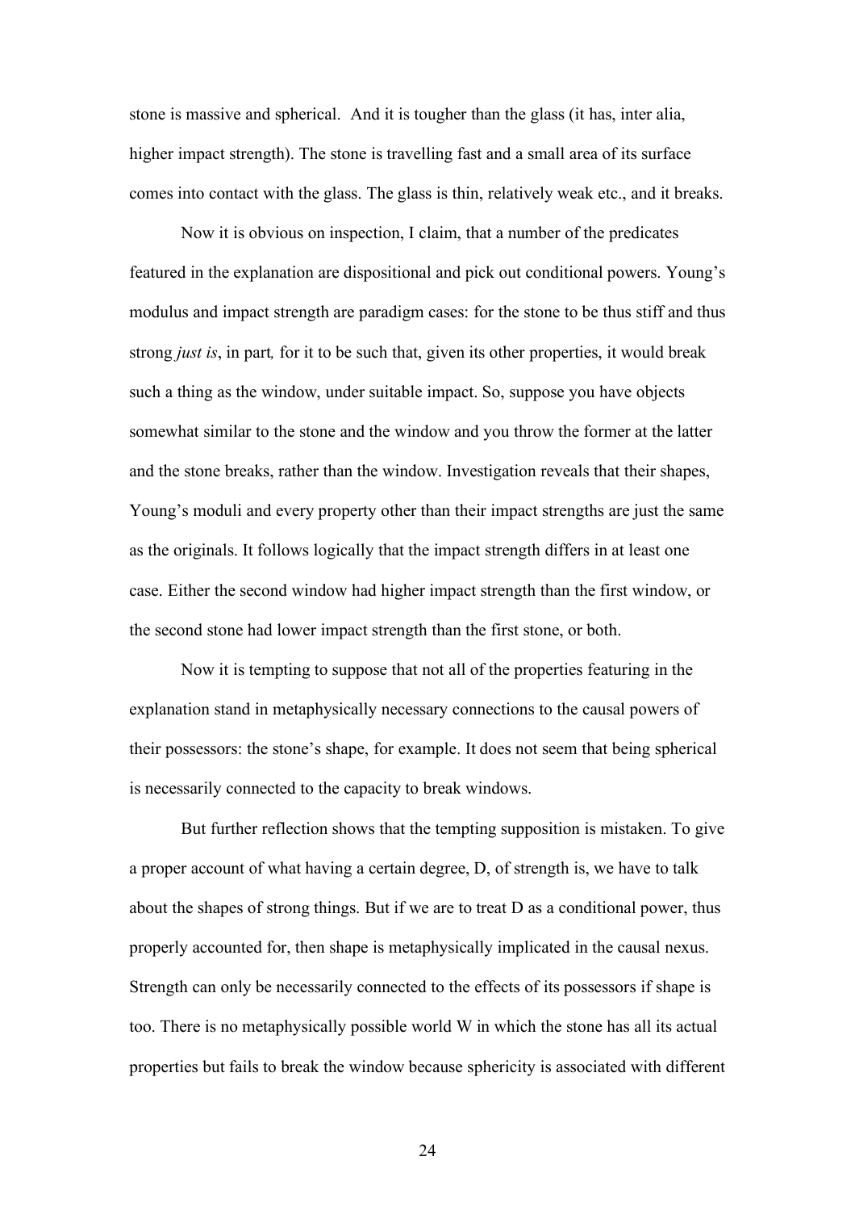stone is massive and spherical. And it is tougher than the glass (it has, inter alia, higher impact strength). The stone is travelling fast and a small area of its surface comes into contact with the glass. The glass is thin, relatively weak etc., and it breaks.

Now it is obvious on inspection, I claim, that a number of the predicates featured in the explanation are dispositional and pick out conditional powers. Young's modulus and impact strength are paradigm cases: for the stone to be thus stiff and thus strong *just is*, in part*,* for it to be such that, given its other properties, it would break such a thing as the window, under suitable impact. So, suppose you have objects somewhat similar to the stone and the window and you throw the former at the latter and the stone breaks, rather than the window. Investigation reveals that their shapes, Young's moduli and every property other than their impact strengths are just the same as the originals. It follows logically that the impact strength differs in at least one case. Either the second window had higher impact strength than the first window, or the second stone had lower impact strength than the first stone, or both.

Now it is tempting to suppose that not all of the properties featuring in the explanation stand in metaphysically necessary connections to the causal powers of their possessors: the stone's shape, for example. It does not seem that being spherical is necessarily connected to the capacity to break windows.

But further reflection shows that the tempting supposition is mistaken. To give a proper account of what having a certain degree, D, of strength is, we have to talk about the shapes of strong things. But if we are to treat D as a conditional power, thus properly accounted for, then shape is metaphysically implicated in the causal nexus. Strength can only be necessarily connected to the effects of its possessors if shape is too. There is no metaphysically possible world W in which the stone has all its actual properties but fails to break the window because sphericity is associated with different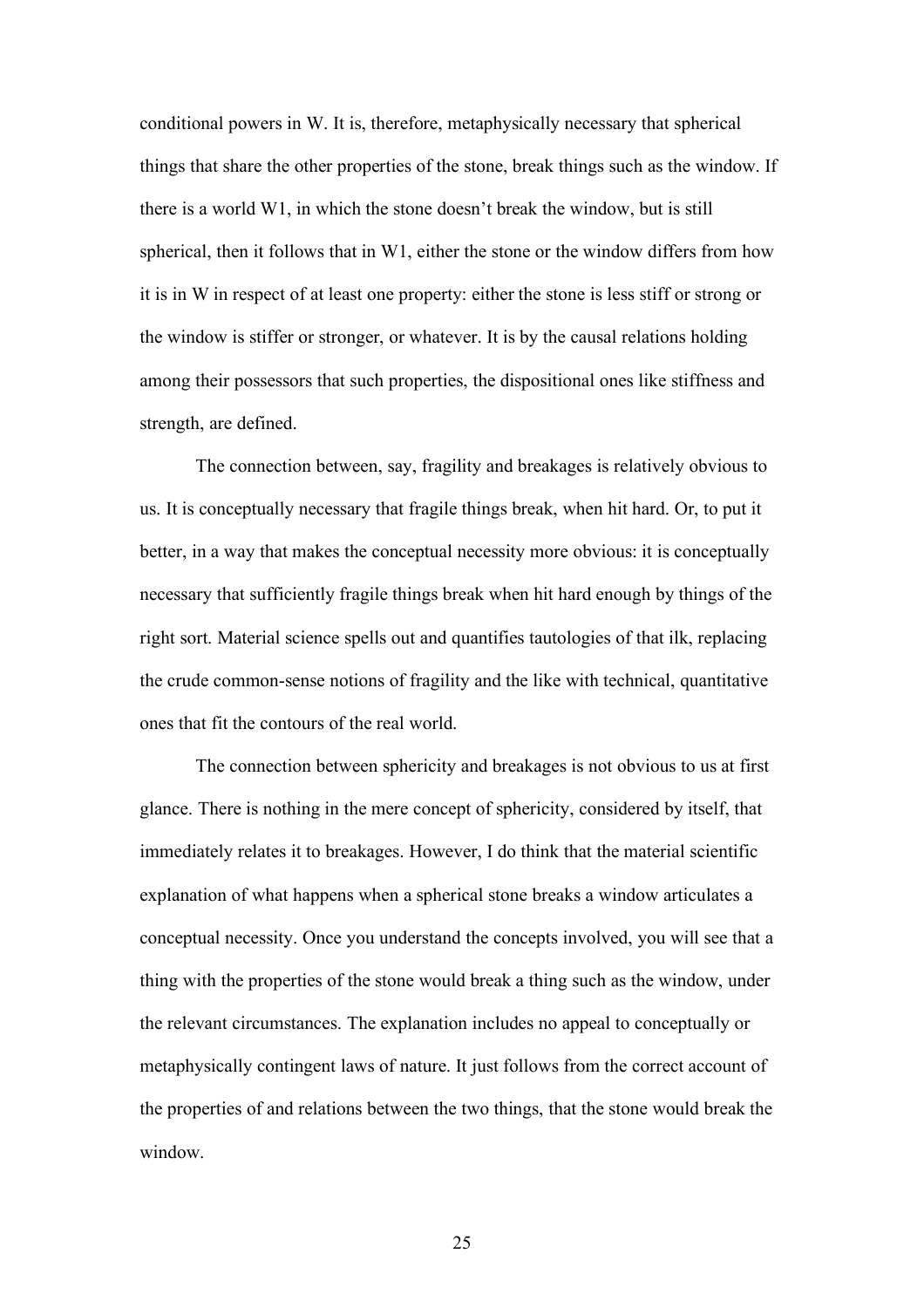conditional powers in W. It is, therefore, metaphysically necessary that spherical things that share the other properties of the stone, break things such as the window. If there is a world W1, in which the stone doesn't break the window, but is still spherical, then it follows that in W1, either the stone or the window differs from how it is in W in respect of at least one property: either the stone is less stiff or strong or the window is stiffer or stronger, or whatever. It is by the causal relations holding among their possessors that such properties, the dispositional ones like stiffness and strength, are defined.

The connection between, say, fragility and breakages is relatively obvious to us. It is conceptually necessary that fragile things break, when hit hard. Or, to put it better, in a way that makes the conceptual necessity more obvious: it is conceptually necessary that sufficiently fragile things break when hit hard enough by things of the right sort. Material science spells out and quantifies tautologies of that ilk, replacing the crude common-sense notions of fragility and the like with technical, quantitative ones that fit the contours of the real world.

The connection between sphericity and breakages is not obvious to us at first glance. There is nothing in the mere concept of sphericity, considered by itself, that immediately relates it to breakages. However, I do think that the material scientific explanation of what happens when a spherical stone breaks a window articulates a conceptual necessity. Once you understand the concepts involved, you will see that a thing with the properties of the stone would break a thing such as the window, under the relevant circumstances. The explanation includes no appeal to conceptually or metaphysically contingent laws of nature. It just follows from the correct account of the properties of and relations between the two things, that the stone would break the window.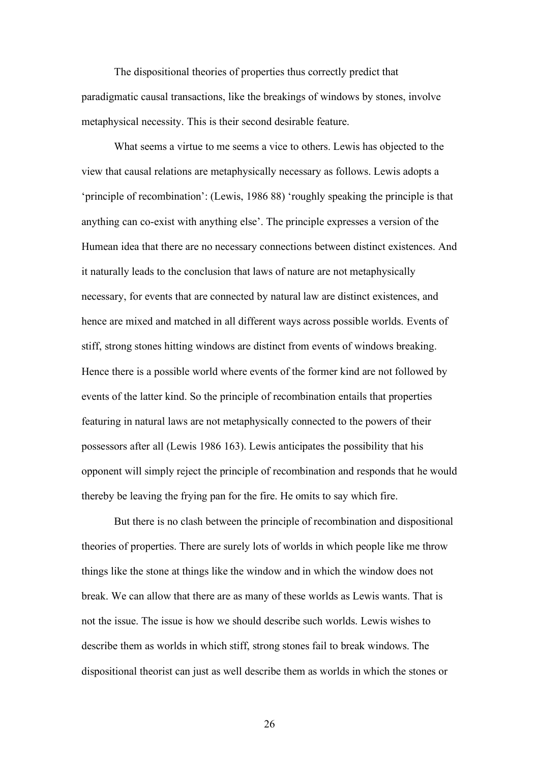The dispositional theories of properties thus correctly predict that paradigmatic causal transactions, like the breakings of windows by stones, involve metaphysical necessity. This is their second desirable feature.

What seems a virtue to me seems a vice to others. Lewis has objected to the view that causal relations are metaphysically necessary as follows. Lewis adopts a 'principle of recombination': (Lewis, 1986 88) 'roughly speaking the principle is that anything can co-exist with anything else'. The principle expresses a version of the Humean idea that there are no necessary connections between distinct existences. And it naturally leads to the conclusion that laws of nature are not metaphysically necessary, for events that are connected by natural law are distinct existences, and hence are mixed and matched in all different ways across possible worlds. Events of stiff, strong stones hitting windows are distinct from events of windows breaking. Hence there is a possible world where events of the former kind are not followed by events of the latter kind. So the principle of recombination entails that properties featuring in natural laws are not metaphysically connected to the powers of their possessors after all (Lewis 1986 163). Lewis anticipates the possibility that his opponent will simply reject the principle of recombination and responds that he would thereby be leaving the frying pan for the fire. He omits to say which fire.

But there is no clash between the principle of recombination and dispositional theories of properties. There are surely lots of worlds in which people like me throw things like the stone at things like the window and in which the window does not break. We can allow that there are as many of these worlds as Lewis wants. That is not the issue. The issue is how we should describe such worlds. Lewis wishes to describe them as worlds in which stiff, strong stones fail to break windows. The dispositional theorist can just as well describe them as worlds in which the stones or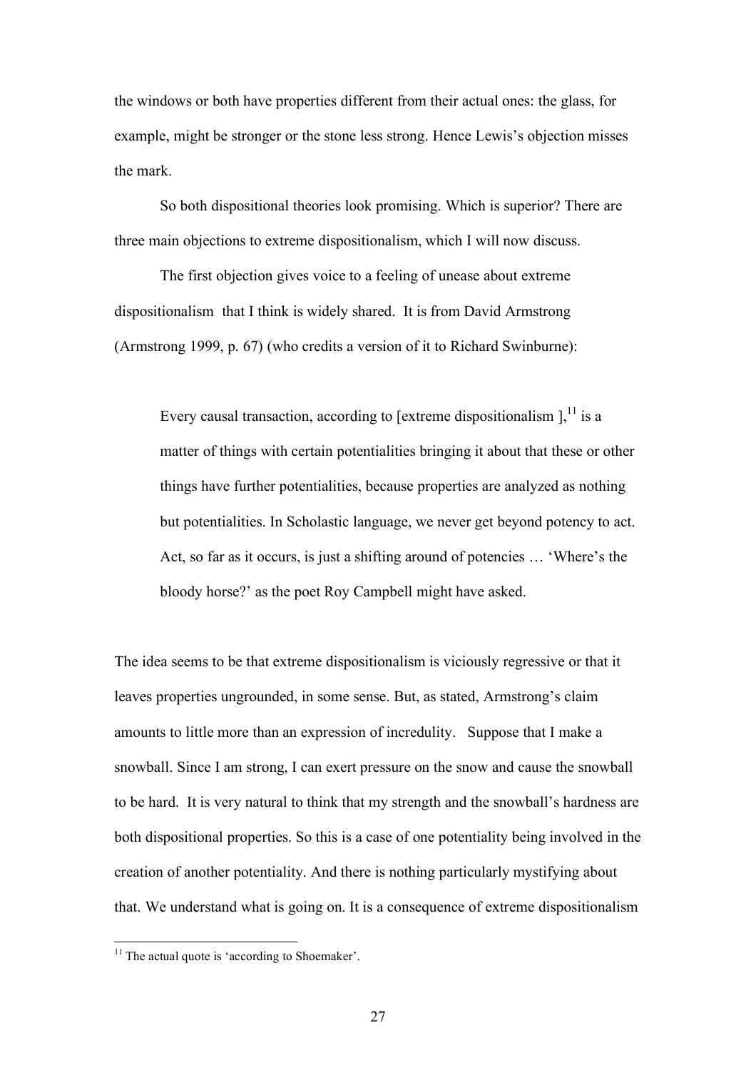the windows or both have properties different from their actual ones: the glass, for example, might be stronger or the stone less strong. Hence Lewis's objection misses the mark.

So both dispositional theories look promising. Which is superior? There are three main objections to extreme dispositionalism, which I will now discuss.

The first objection gives voice to a feeling of unease about extreme dispositionalism that I think is widely shared. It is from David Armstrong (Armstrong 1999, p. 67) (who credits a version of it to Richard Swinburne):

> Every causal transaction, according to [extreme dispositionalism ],[11] is a matter of things with certain potentialities bringing it about that these or other things have further potentialities, because properties are analyzed as nothing but potentialities. In Scholastic language, we never get beyond potency to act. Act, so far as it occurs, is just a shifting around of potencies … 'Where's the bloody horse?' as the poet Roy Campbell might have asked.

The idea seems to be that extreme dispositionalism is viciously regressive or that it leaves properties ungrounded, in some sense. But, as stated, Armstrong's claim amounts to little more than an expression of incredulity. Suppose that I make a snowball. Since I am strong, I can exert pressure on the snow and cause the snowball to be hard. It is very natural to think that my strength and the snowball's hardness are both dispositional properties. So this is a case of one potentiality being involved in the creation of another potentiality. And there is nothing particularly mystifying about that. We understand what is going on. It is a consequence of extreme dispositionalism

[11] The actual quote is 'according to Shoemaker'.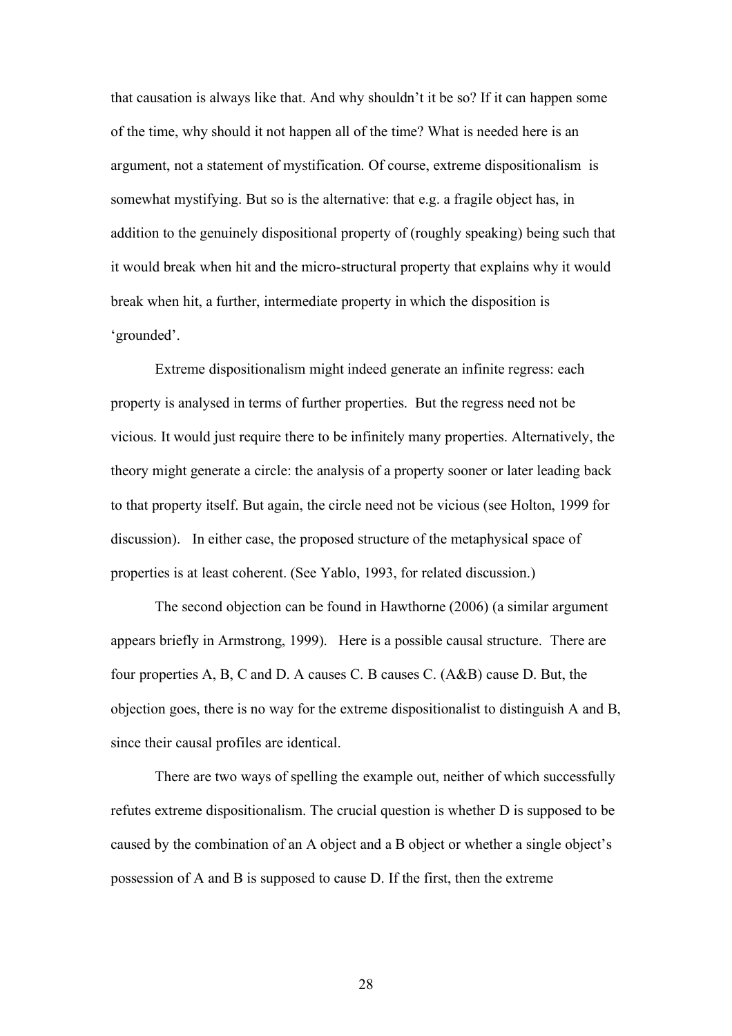that causation is always like that. And why shouldn't it be so? If it can happen some of the time, why should it not happen all of the time? What is needed here is an argument, not a statement of mystification. Of course, extreme dispositionalism is somewhat mystifying. But so is the alternative: that e.g. a fragile object has, in addition to the genuinely dispositional property of (roughly speaking) being such that it would break when hit and the micro-structural property that explains why it would break when hit, a further, intermediate property in which the disposition is 'grounded'.

Extreme dispositionalism might indeed generate an infinite regress: each property is analysed in terms of further properties. But the regress need not be vicious. It would just require there to be infinitely many properties. Alternatively, the theory might generate a circle: the analysis of a property sooner or later leading back to that property itself. But again, the circle need not be vicious (see Holton, 1999 for discussion). In either case, the proposed structure of the metaphysical space of properties is at least coherent. (See Yablo, 1993, for related discussion.)

The second objection can be found in Hawthorne (2006) (a similar argument appears briefly in Armstrong, 1999). Here is a possible causal structure. There are four properties A, B, C and D. A causes C. B causes C. (A&B) cause D. But, the objection goes, there is no way for the extreme dispositionalist to distinguish A and B, since their causal profiles are identical.

There are two ways of spelling the example out, neither of which successfully refutes extreme dispositionalism. The crucial question is whether D is supposed to be caused by the combination of an A object and a B object or whether a single object's possession of A and B is supposed to cause D. If the first, then the extreme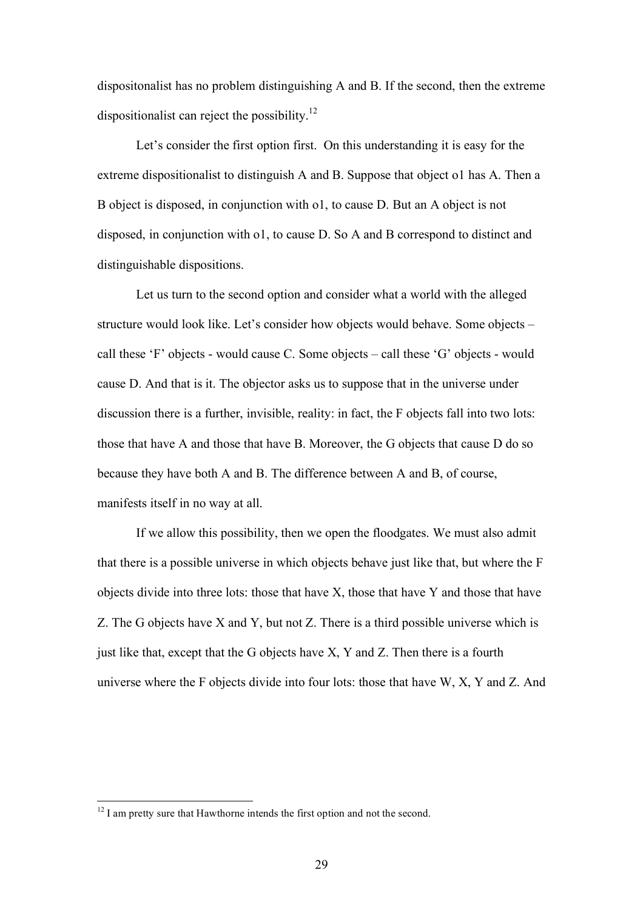dispositonalist has no problem distinguishing A and B. If the second, then the extreme dispositionalist can reject the possibility.[12]

Let's consider the first option first. On this understanding it is easy for the extreme dispositionalist to distinguish A and B. Suppose that object o1 has A. Then a B object is disposed, in conjunction with o1, to cause D. But an A object is not disposed, in conjunction with o1, to cause D. So A and B correspond to distinct and distinguishable dispositions.

Let us turn to the second option and consider what a world with the alleged structure would look like. Let's consider how objects would behave. Some objects – call these 'F' objects - would cause C. Some objects – call these 'G' objects - would cause D. And that is it. The objector asks us to suppose that in the universe under discussion there is a further, invisible, reality: in fact, the F objects fall into two lots: those that have A and those that have B. Moreover, the G objects that cause D do so because they have both A and B. The difference between A and B, of course, manifests itself in no way at all.

If we allow this possibility, then we open the floodgates. We must also admit that there is a possible universe in which objects behave just like that, but where the F objects divide into three lots: those that have X, those that have Y and those that have Z. The G objects have X and Y, but not Z. There is a third possible universe which is just like that, except that the G objects have X, Y and Z. Then there is a fourth universe where the F objects divide into four lots: those that have W, X, Y and Z. And

[12] I am pretty sure that Hawthorne intends the first option and not the second.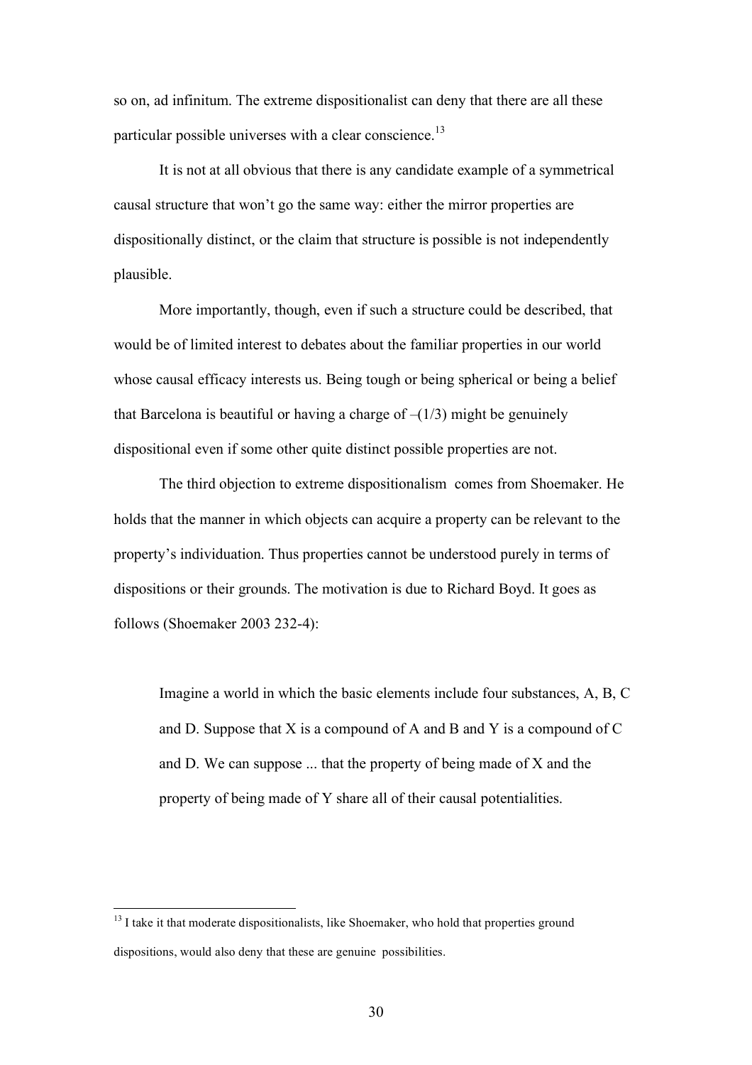so on, ad infinitum. The extreme dispositionalist can deny that there are all these particular possible universes with a clear conscience.[13]

It is not at all obvious that there is any candidate example of a symmetrical causal structure that won't go the same way: either the mirror properties are dispositionally distinct, or the claim that structure is possible is not independently plausible.

More importantly, though, even if such a structure could be described, that would be of limited interest to debates about the familiar properties in our world whose causal efficacy interests us. Being tough or being spherical or being a belief that Barcelona is beautiful or having a charge of $-(1/3)$ might be genuinely dispositional even if some other quite distinct possible properties are not.

The third objection to extreme dispositionalism comes from Shoemaker. He holds that the manner in which objects can acquire a property can be relevant to the property's individuation. Thus properties cannot be understood purely in terms of dispositions or their grounds. The motivation is due to Richard Boyd. It goes as follows (Shoemaker 2003 232-4):

> Imagine a world in which the basic elements include four substances, A, B, C and D. Suppose that X is a compound of A and B and Y is a compound of C and D. We can suppose ... that the property of being made of X and the property of being made of Y share all of their causal potentialities.

[13] I take it that moderate dispositionalists, like Shoemaker, who hold that properties ground dispositions, would also deny that these are genuine possibilities.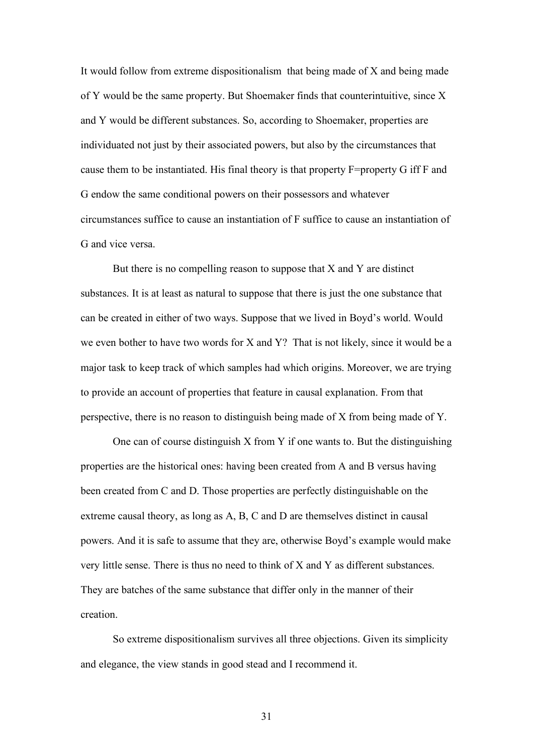It would follow from extreme dispositionalism that being made of X and being made of Y would be the same property. But Shoemaker finds that counterintuitive, since X and Y would be different substances. So, according to Shoemaker, properties are individuated not just by their associated powers, but also by the circumstances that cause them to be instantiated. His final theory is that property F=property G iff F and G endow the same conditional powers on their possessors and whatever circumstances suffice to cause an instantiation of F suffice to cause an instantiation of G and vice versa.

But there is no compelling reason to suppose that X and Y are distinct substances. It is at least as natural to suppose that there is just the one substance that can be created in either of two ways. Suppose that we lived in Boyd's world. Would we even bother to have two words for X and Y? That is not likely, since it would be a major task to keep track of which samples had which origins. Moreover, we are trying to provide an account of properties that feature in causal explanation. From that perspective, there is no reason to distinguish being made of X from being made of Y.

One can of course distinguish X from Y if one wants to. But the distinguishing properties are the historical ones: having been created from A and B versus having been created from C and D. Those properties are perfectly distinguishable on the extreme causal theory, as long as A, B, C and D are themselves distinct in causal powers. And it is safe to assume that they are, otherwise Boyd's example would make very little sense. There is thus no need to think of X and Y as different substances. They are batches of the same substance that differ only in the manner of their creation.

So extreme dispositionalism survives all three objections. Given its simplicity and elegance, the view stands in good stead and I recommend it.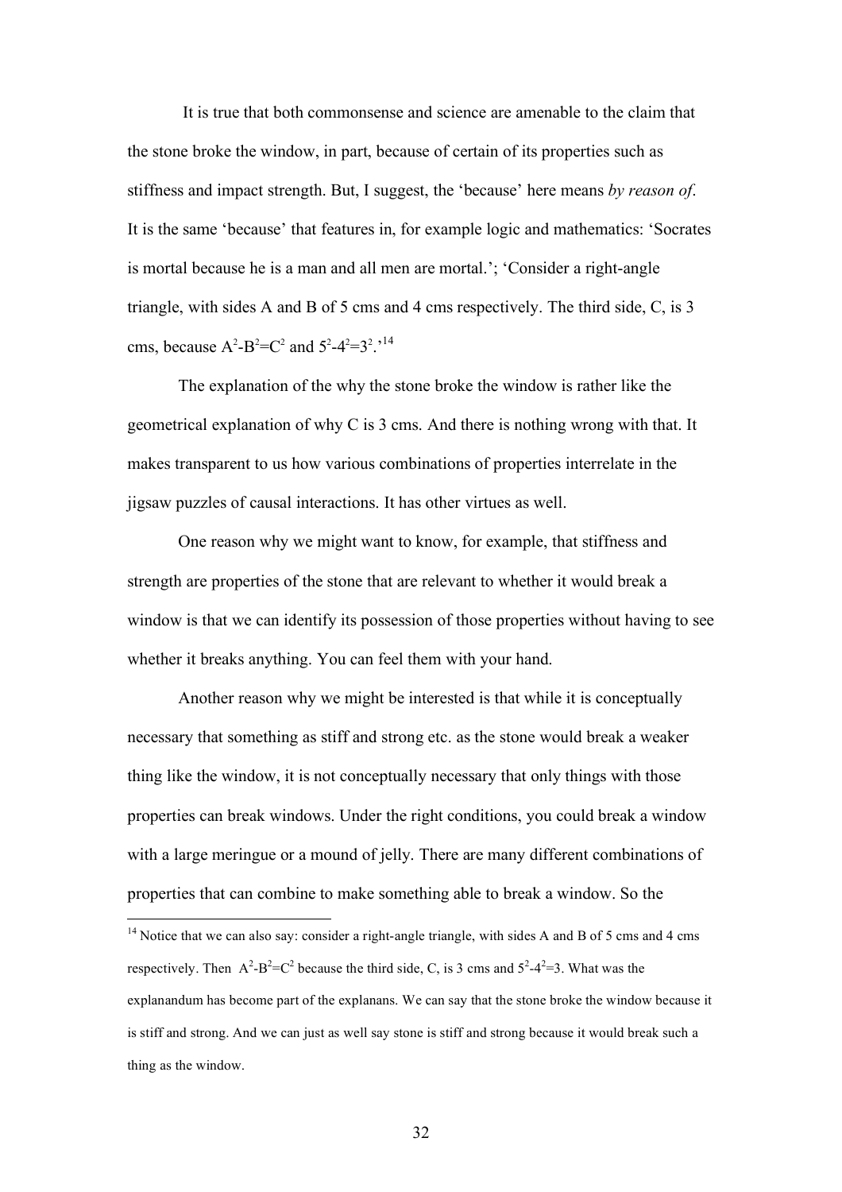It is true that both commonsense and science are amenable to the claim that the stone broke the window, in part, because of certain of its properties such as stiffness and impact strength. But, I suggest, the 'because' here means *by reason of*. It is the same 'because' that features in, for example logic and mathematics: 'Socrates is mortal because he is a man and all men are mortal.'; 'Consider a right-angle triangle, with sides A and B of 5 cms and 4 cms respectively. The third side, C, is 3 cms, because $A^2$-$B^2$=$C^2$ and $5^2$-$4^2$=$3^2$.'[14]

The explanation of the why the stone broke the window is rather like the geometrical explanation of why C is 3 cms. And there is nothing wrong with that. It makes transparent to us how various combinations of properties interrelate in the jigsaw puzzles of causal interactions. It has other virtues as well.

One reason why we might want to know, for example, that stiffness and strength are properties of the stone that are relevant to whether it would break a window is that we can identify its possession of those properties without having to see whether it breaks anything. You can feel them with your hand.

Another reason why we might be interested is that while it is conceptually necessary that something as stiff and strong etc. as the stone would break a weaker thing like the window, it is not conceptually necessary that only things with those properties can break windows. Under the right conditions, you could break a window with a large meringue or a mound of jelly. There are many different combinations of properties that can combine to make something able to break a window. So the

[14] Notice that we can also say: consider a right-angle triangle, with sides A and B of 5 cms and 4 cms respectively. Then $A^2$-$B^2$=$C^2$ because the third side, C, is 3 cms and $5^2$-$4^2$=3. What was the explanandum has become part of the explanans. We can say that the stone broke the window because it is stiff and strong. And we can just as well say stone is stiff and strong because it would break such a thing as the window.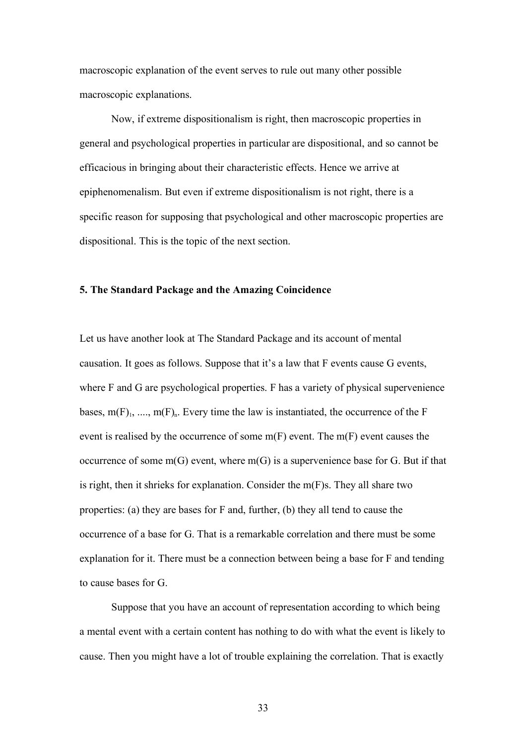macroscopic explanation of the event serves to rule out many other possible macroscopic explanations.

Now, if extreme dispositionalism is right, then macroscopic properties in general and psychological properties in particular are dispositional, and so cannot be efficacious in bringing about their characteristic effects. Hence we arrive at epiphenomenalism. But even if extreme dispositionalism is not right, there is a specific reason for supposing that psychological and other macroscopic properties are dispositional. This is the topic of the next section.

## 5. The Standard Package and the Amazing Coincidence

Let us have another look at The Standard Package and its account of mental causation. It goes as follows. Suppose that it's a law that F events cause G events, where F and G are psychological properties. F has a variety of physical supervenience bases, $m(F)_1$, ...., $m(F)_n$. Every time the law is instantiated, the occurrence of the F event is realised by the occurrence of some m(F) event. The m(F) event causes the occurrence of some m(G) event, where m(G) is a supervenience base for G. But if that is right, then it shrieks for explanation. Consider the m(F)s. They all share two properties: (a) they are bases for F and, further, (b) they all tend to cause the occurrence of a base for G. That is a remarkable correlation and there must be some explanation for it. There must be a connection between being a base for F and tending to cause bases for G.

Suppose that you have an account of representation according to which being a mental event with a certain content has nothing to do with what the event is likely to cause. Then you might have a lot of trouble explaining the correlation. That is exactly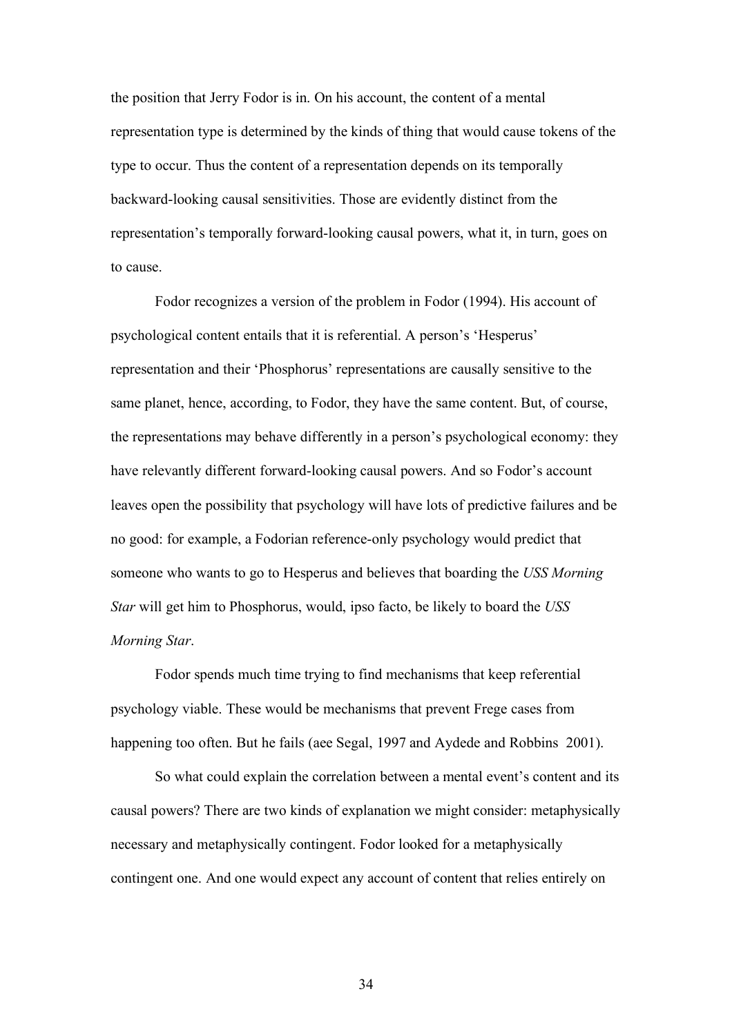the position that Jerry Fodor is in. On his account, the content of a mental representation type is determined by the kinds of thing that would cause tokens of the type to occur. Thus the content of a representation depends on its temporally backward-looking causal sensitivities. Those are evidently distinct from the representation's temporally forward-looking causal powers, what it, in turn, goes on to cause.

Fodor recognizes a version of the problem in Fodor (1994). His account of psychological content entails that it is referential. A person's 'Hesperus' representation and their 'Phosphorus' representations are causally sensitive to the same planet, hence, according, to Fodor, they have the same content. But, of course, the representations may behave differently in a person's psychological economy: they have relevantly different forward-looking causal powers. And so Fodor's account leaves open the possibility that psychology will have lots of predictive failures and be no good: for example, a Fodorian reference-only psychology would predict that someone who wants to go to Hesperus and believes that boarding the *USS Morning Star* will get him to Phosphorus, would, ipso facto, be likely to board the *USS Morning Star*.

Fodor spends much time trying to find mechanisms that keep referential psychology viable. These would be mechanisms that prevent Frege cases from happening too often. But he fails (aee Segal, 1997 and Aydede and Robbins 2001).

So what could explain the correlation between a mental event's content and its causal powers? There are two kinds of explanation we might consider: metaphysically necessary and metaphysically contingent. Fodor looked for a metaphysically contingent one. And one would expect any account of content that relies entirely on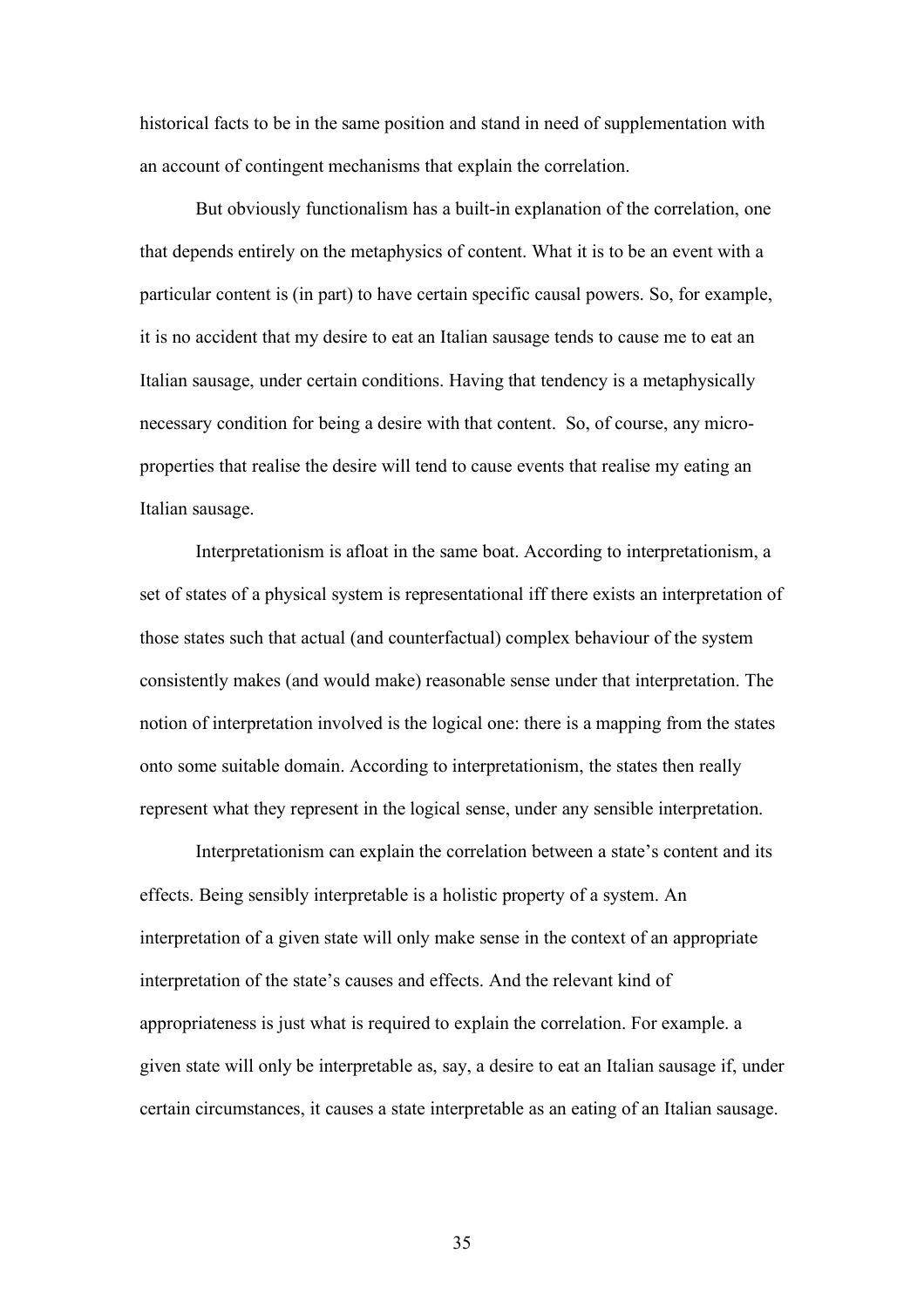historical facts to be in the same position and stand in need of supplementation with an account of contingent mechanisms that explain the correlation.

But obviously functionalism has a built-in explanation of the correlation, one that depends entirely on the metaphysics of content. What it is to be an event with a particular content is (in part) to have certain specific causal powers. So, for example, it is no accident that my desire to eat an Italian sausage tends to cause me to eat an Italian sausage, under certain conditions. Having that tendency is a metaphysically necessary condition for being a desire with that content. So, of course, any micro-properties that realise the desire will tend to cause events that realise my eating an Italian sausage.

Interpretationism is afloat in the same boat. According to interpretationism, a set of states of a physical system is representational iff there exists an interpretation of those states such that actual (and counterfactual) complex behaviour of the system consistently makes (and would make) reasonable sense under that interpretation. The notion of interpretation involved is the logical one: there is a mapping from the states onto some suitable domain. According to interpretationism, the states then really represent what they represent in the logical sense, under any sensible interpretation.

Interpretationism can explain the correlation between a state's content and its effects. Being sensibly interpretable is a holistic property of a system. An interpretation of a given state will only make sense in the context of an appropriate interpretation of the state's causes and effects. And the relevant kind of appropriateness is just what is required to explain the correlation. For example. a given state will only be interpretable as, say, a desire to eat an Italian sausage if, under certain circumstances, it causes a state interpretable as an eating of an Italian sausage.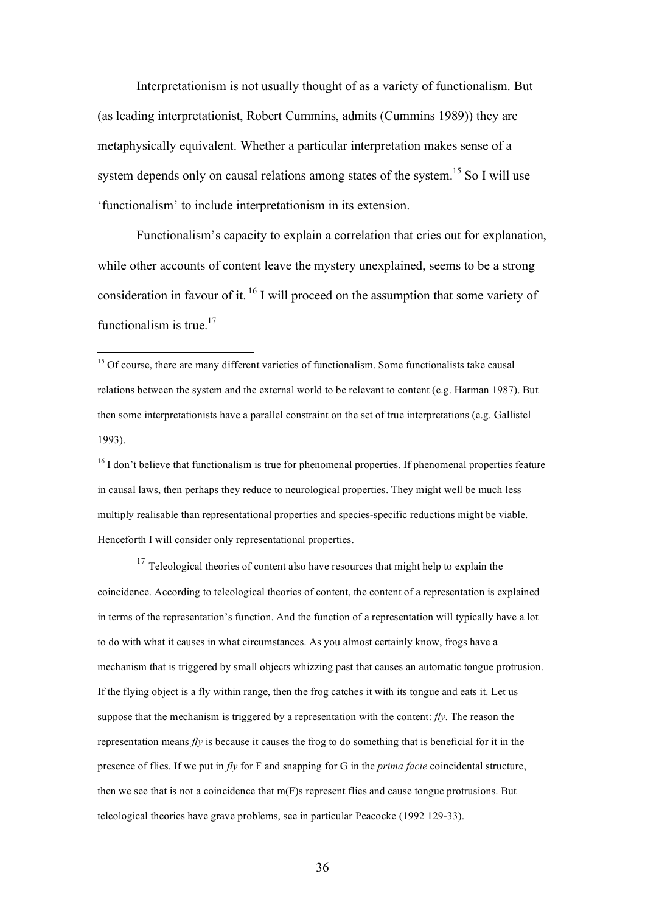Interpretationism is not usually thought of as a variety of functionalism. But (as leading interpretationist, Robert Cummins, admits (Cummins 1989)) they are metaphysically equivalent. Whether a particular interpretation makes sense of a system depends only on causal relations among states of the system.[15] So I will use 'functionalism' to include interpretationism in its extension.

Functionalism's capacity to explain a correlation that cries out for explanation, while other accounts of content leave the mystery unexplained, seems to be a strong consideration in favour of it.[16] I will proceed on the assumption that some variety of functionalism is true.[17]

---

[15] Of course, there are many different varieties of functionalism. Some functionalists take causal relations between the system and the external world to be relevant to content (e.g. Harman 1987). But then some interpretationists have a parallel constraint on the set of true interpretations (e.g. Gallistel 1993).

[16] I don't believe that functionalism is true for phenomenal properties. If phenomenal properties feature in causal laws, then perhaps they reduce to neurological properties. They might well be much less multiply realisable than representational properties and species-specific reductions might be viable. Henceforth I will consider only representational properties.

[17] Teleological theories of content also have resources that might help to explain the coincidence. According to teleological theories of content, the content of a representation is explained in terms of the representation's function. And the function of a representation will typically have a lot to do with what it causes in what circumstances. As you almost certainly know, frogs have a mechanism that is triggered by small objects whizzing past that causes an automatic tongue protrusion. If the flying object is a fly within range, then the frog catches it with its tongue and eats it. Let us suppose that the mechanism is triggered by a representation with the content: *fly*. The reason the representation means *fly* is because it causes the frog to do something that is beneficial for it in the presence of flies. If we put in *fly* for F and snapping for G in the *prima facie* coincidental structure, then we see that is not a coincidence that m(F)s represent flies and cause tongue protrusions. But teleological theories have grave problems, see in particular Peacocke (1992 129-33).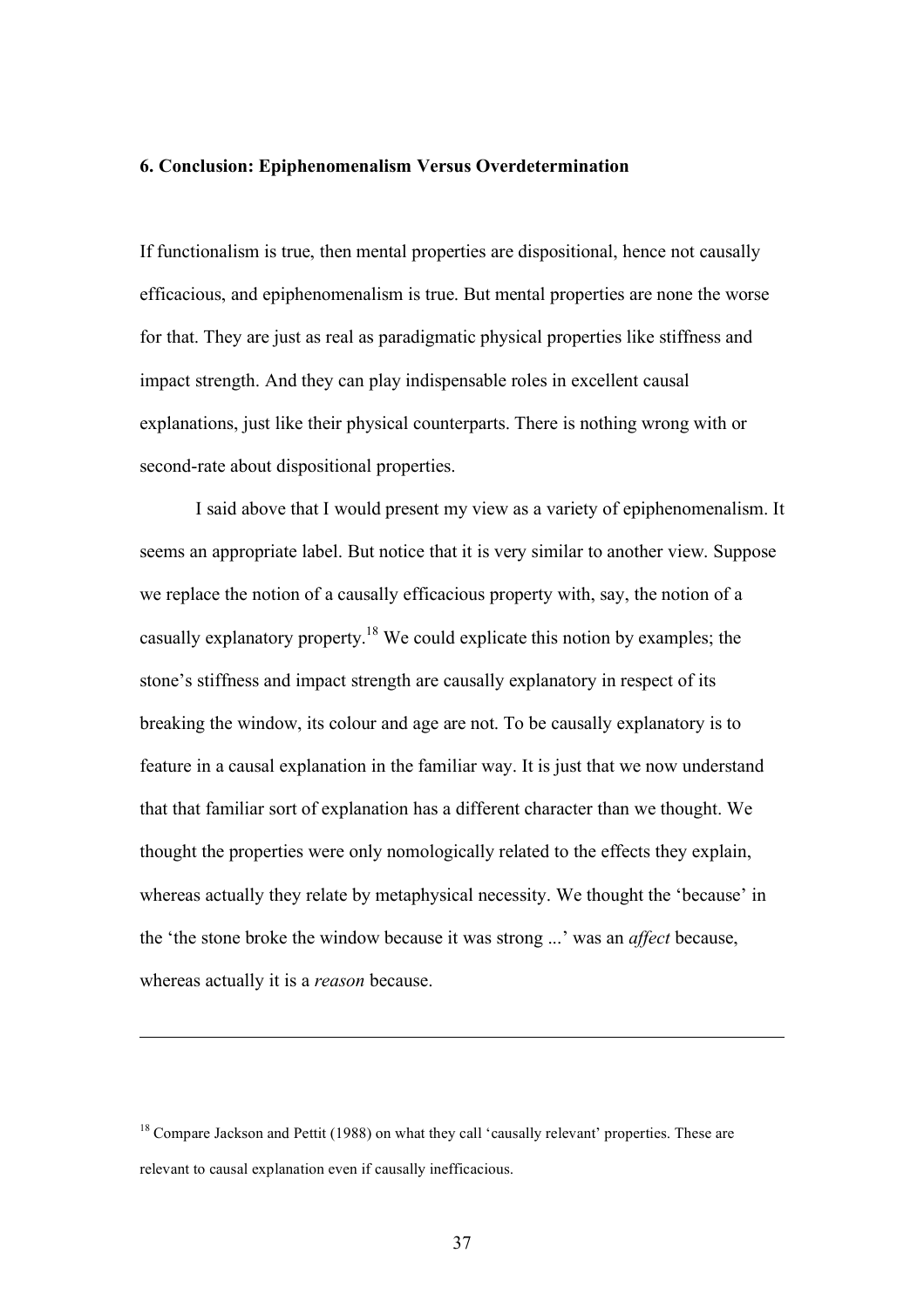**6. Conclusion: Epiphenomenalism Versus Overdetermination**

If functionalism is true, then mental properties are dispositional, hence not causally efficacious, and epiphenomenalism is true. But mental properties are none the worse for that. They are just as real as paradigmatic physical properties like stiffness and impact strength. And they can play indispensable roles in excellent causal explanations, just like their physical counterparts. There is nothing wrong with or second-rate about dispositional properties.

I said above that I would present my view as a variety of epiphenomenalism. It seems an appropriate label. But notice that it is very similar to another view. Suppose we replace the notion of a causally efficacious property with, say, the notion of a casually explanatory property.[18] We could explicate this notion by examples; the stone's stiffness and impact strength are causally explanatory in respect of its breaking the window, its colour and age are not. To be causally explanatory is to feature in a causal explanation in the familiar way. It is just that we now understand that that familiar sort of explanation has a different character than we thought. We thought the properties were only nomologically related to the effects they explain, whereas actually they relate by metaphysical necessity. We thought the 'because' in the 'the stone broke the window because it was strong ...' was an *affect* because, whereas actually it is a *reason* because.

---

[18] Compare Jackson and Pettit (1988) on what they call 'causally relevant' properties. These are relevant to causal explanation even if causally inefficacious.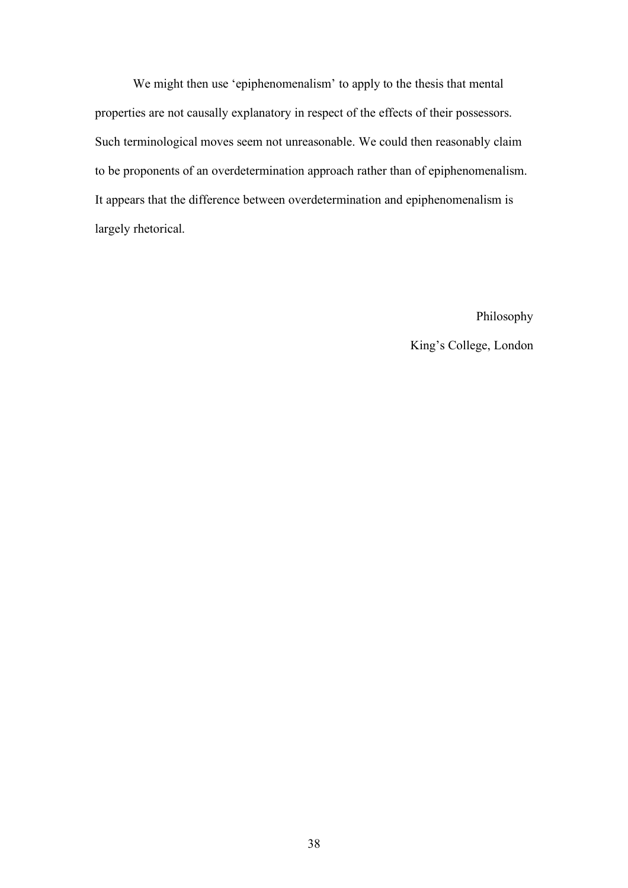We might then use 'epiphenomenalism' to apply to the thesis that mental properties are not causally explanatory in respect of the effects of their possessors. Such terminological moves seem not unreasonable. We could then reasonably claim to be proponents of an overdetermination approach rather than of epiphenomenalism. It appears that the difference between overdetermination and epiphenomenalism is largely rhetorical.

Philosophy

King's College, London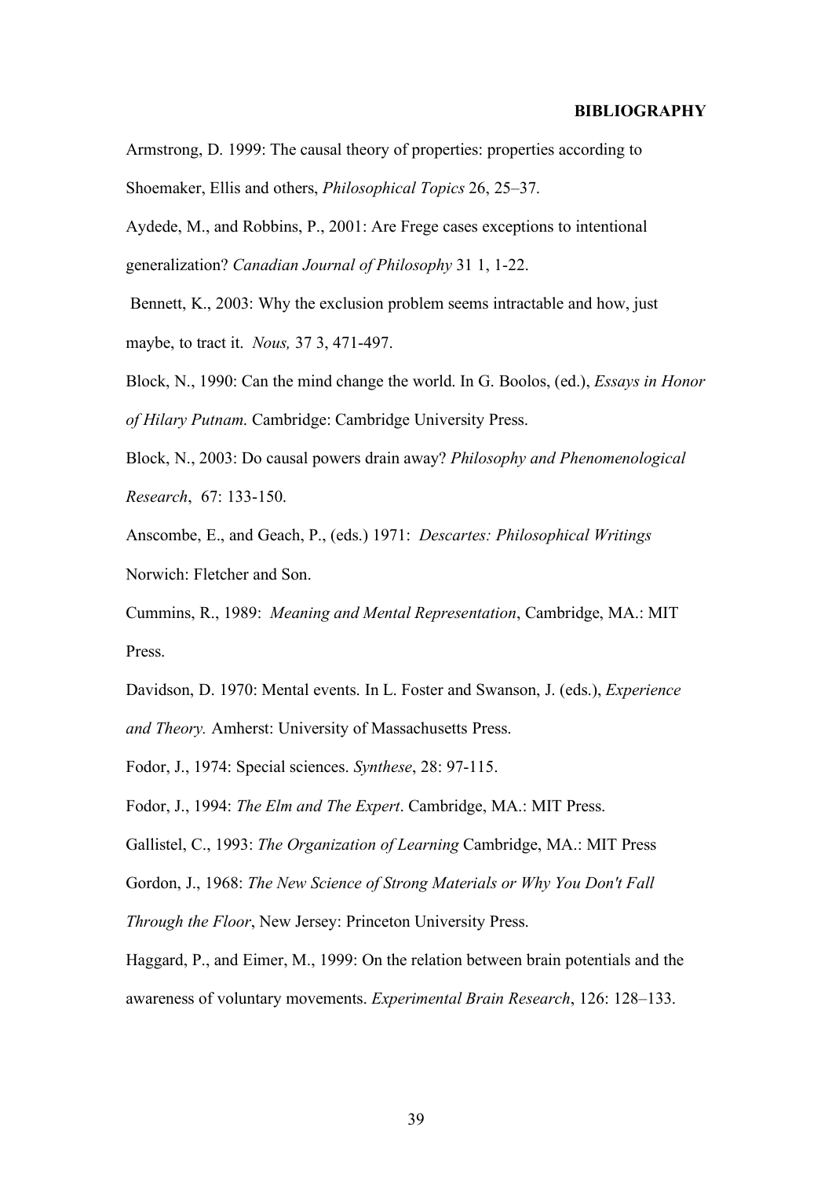# BIBLIOGRAPHY

Armstrong, D. 1999: The causal theory of properties: properties according to Shoemaker, Ellis and others, *Philosophical Topics* 26, 25–37.

Aydede, M., and Robbins, P., 2001: Are Frege cases exceptions to intentional generalization? *Canadian Journal of Philosophy* 31 1, 1-22.

Bennett, K., 2003: Why the exclusion problem seems intractable and how, just maybe, to tract it. *Nous,* 37 3, 471-497.

Block, N., 1990: Can the mind change the world. In G. Boolos, (ed.), *Essays in Honor of Hilary Putnam.* Cambridge: Cambridge University Press.

Block, N., 2003: Do causal powers drain away? *Philosophy and Phenomenological Research*, 67: 133-150.

Anscombe, E., and Geach, P., (eds.) 1971: *Descartes: Philosophical Writings* Norwich: Fletcher and Son.

Cummins, R., 1989: *Meaning and Mental Representation*, Cambridge, MA.: MIT Press.

Davidson, D. 1970: Mental events. In L. Foster and Swanson, J. (eds.), *Experience and Theory.* Amherst: University of Massachusetts Press.

Fodor, J., 1974: Special sciences. *Synthese*, 28: 97-115.

Fodor, J., 1994: *The Elm and The Expert*. Cambridge, MA.: MIT Press.

Gallistel, C., 1993: *The Organization of Learning* Cambridge, MA.: MIT Press

Gordon, J., 1968: *The New Science of Strong Materials or Why You Don't Fall Through the Floor*, New Jersey: Princeton University Press.

Haggard, P., and Eimer, M., 1999: On the relation between brain potentials and the awareness of voluntary movements. *Experimental Brain Research*, 126: 128–133.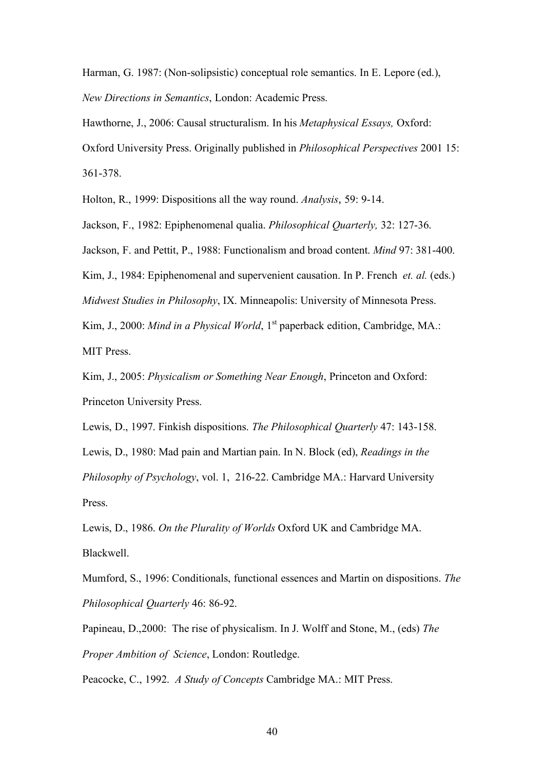Harman, G. 1987: (Non-solipsistic) conceptual role semantics. In E. Lepore (ed.), *New Directions in Semantics*, London: Academic Press.

Hawthorne, J., 2006: Causal structuralism. In his *Metaphysical Essays,* Oxford: Oxford University Press. Originally published in *Philosophical Perspectives* 2001 15: 361-378.

Holton, R., 1999: Dispositions all the way round. *Analysis*, 59: 9-14.

Jackson, F., 1982: Epiphenomenal qualia. *Philosophical Quarterly,* 32: 127-36.

Jackson, F. and Pettit, P., 1988: Functionalism and broad content. *Mind* 97: 381-400.

Kim, J., 1984: Epiphenomenal and supervenient causation. In P. French *et. al.* (eds.) *Midwest Studies in Philosophy*, IX. Minneapolis: University of Minnesota Press.

Kim, J., 2000: *Mind in a Physical World*, 1st paperback edition, Cambridge, MA.: MIT Press.

Kim, J., 2005: *Physicalism or Something Near Enough*, Princeton and Oxford: Princeton University Press.

Lewis, D., 1997. Finkish dispositions. *The Philosophical Quarterly* 47: 143-158.

Lewis, D., 1980: Mad pain and Martian pain. In N. Block (ed), *Readings in the Philosophy of Psychology*, vol. 1, 216-22. Cambridge MA.: Harvard University Press.

Lewis, D., 1986. *On the Plurality of Worlds* Oxford UK and Cambridge MA. Blackwell.

Mumford, S., 1996: Conditionals, functional essences and Martin on dispositions. *The Philosophical Quarterly* 46: 86-92.

Papineau, D.,2000: The rise of physicalism. In J. Wolff and Stone, M., (eds) *The Proper Ambition of Science*, London: Routledge.

Peacocke, C., 1992. *A Study of Concepts* Cambridge MA.: MIT Press.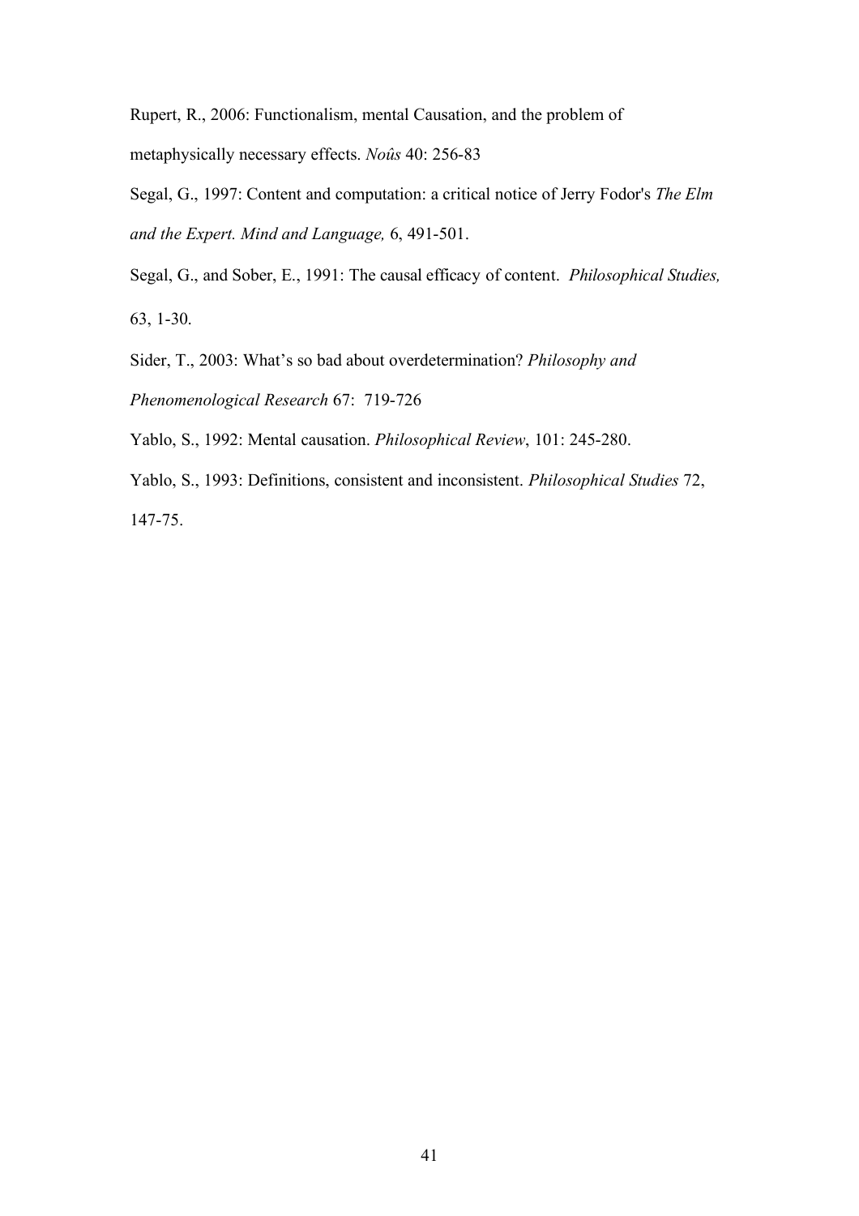Rupert, R., 2006: Functionalism, mental Causation, and the problem of metaphysically necessary effects. *Noûs* 40: 256-83

Segal, G., 1997: Content and computation: a critical notice of Jerry Fodor's *The Elm and the Expert. Mind and Language,* 6, 491-501.

Segal, G., and Sober, E., 1991: The causal efficacy of content. *Philosophical Studies,* 63, 1-30.

Sider, T., 2003: What's so bad about overdetermination? *Philosophy and Phenomenological Research* 67: 719-726

Yablo, S., 1992: Mental causation. *Philosophical Review*, 101: 245-280.

Yablo, S., 1993: Definitions, consistent and inconsistent. *Philosophical Studies* 72, 147-75.